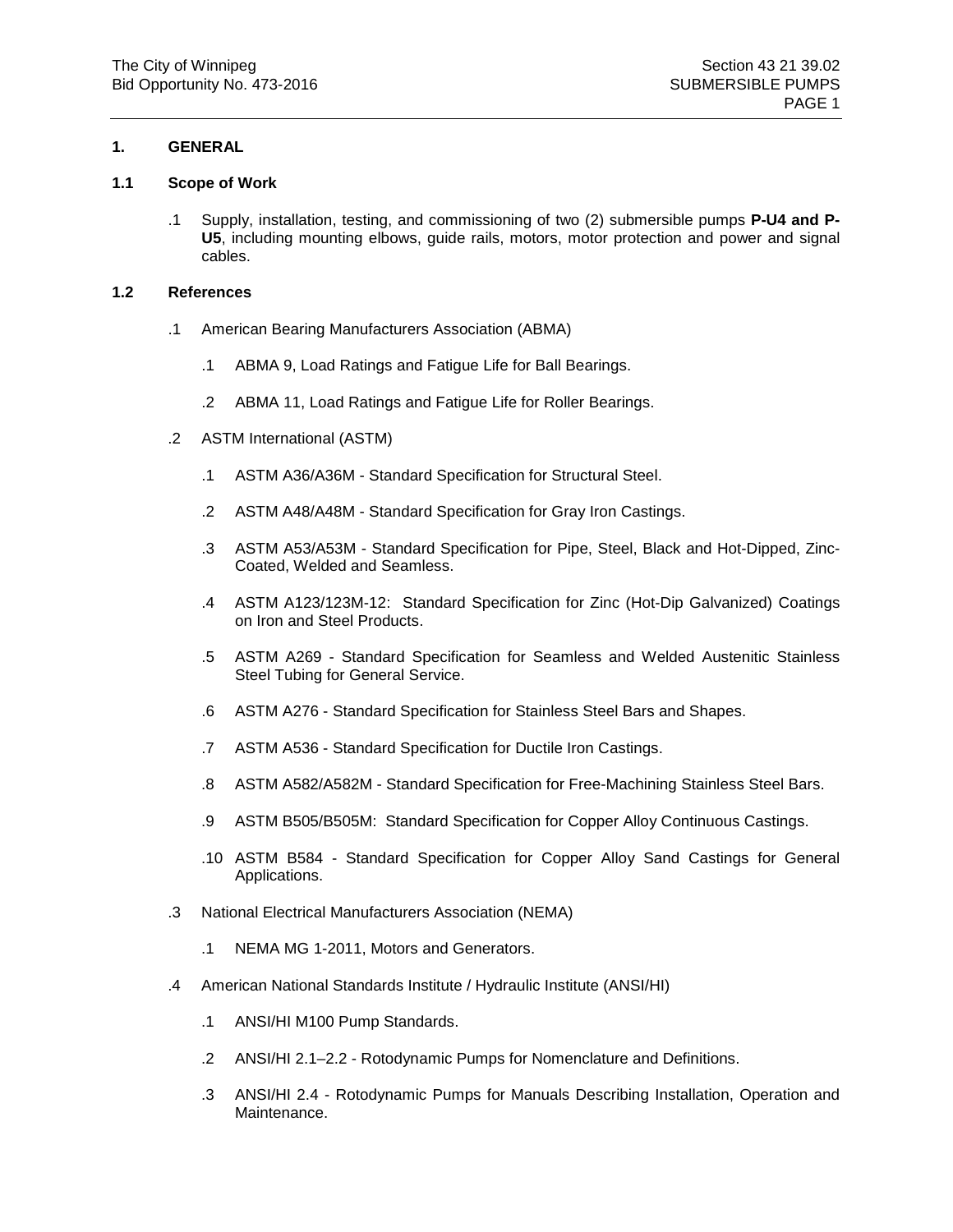## 1. GENERAL

### 1.1 Scope of Work

.1 Supply, installation, testing, and commissioning of two (2) submersible pumps **P-U4 and P-U5**, including mounting elbows, guide rails, motors, motor protection and power and signal cables.

### 1.2 References

.1 American Bearing Manufacturers Association (ABMA)

  .1 ABMA 9, Load Ratings and Fatigue Life for Ball Bearings.

  .2 ABMA 11, Load Ratings and Fatigue Life for Roller Bearings.

.2 ASTM International (ASTM)

  .1 ASTM A36/A36M - Standard Specification for Structural Steel.

  .2 ASTM A48/A48M - Standard Specification for Gray Iron Castings.

  .3 ASTM A53/A53M - Standard Specification for Pipe, Steel, Black and Hot-Dipped, Zinc-Coated, Welded and Seamless.

  .4 ASTM A123/123M-12: Standard Specification for Zinc (Hot-Dip Galvanized) Coatings on Iron and Steel Products.

  .5 ASTM A269 - Standard Specification for Seamless and Welded Austenitic Stainless Steel Tubing for General Service.

  .6 ASTM A276 - Standard Specification for Stainless Steel Bars and Shapes.

  .7 ASTM A536 - Standard Specification for Ductile Iron Castings.

  .8 ASTM A582/A582M - Standard Specification for Free-Machining Stainless Steel Bars.

  .9 ASTM B505/B505M: Standard Specification for Copper Alloy Continuous Castings.

  .10 ASTM B584 - Standard Specification for Copper Alloy Sand Castings for General Applications.

.3 National Electrical Manufacturers Association (NEMA)

  .1 NEMA MG 1-2011, Motors and Generators.

.4 American National Standards Institute / Hydraulic Institute (ANSI/HI)

  .1 ANSI/HI M100 Pump Standards.

  .2 ANSI/HI 2.1–2.2 - Rotodynamic Pumps for Nomenclature and Definitions.

  .3 ANSI/HI 2.4 - Rotodynamic Pumps for Manuals Describing Installation, Operation and Maintenance.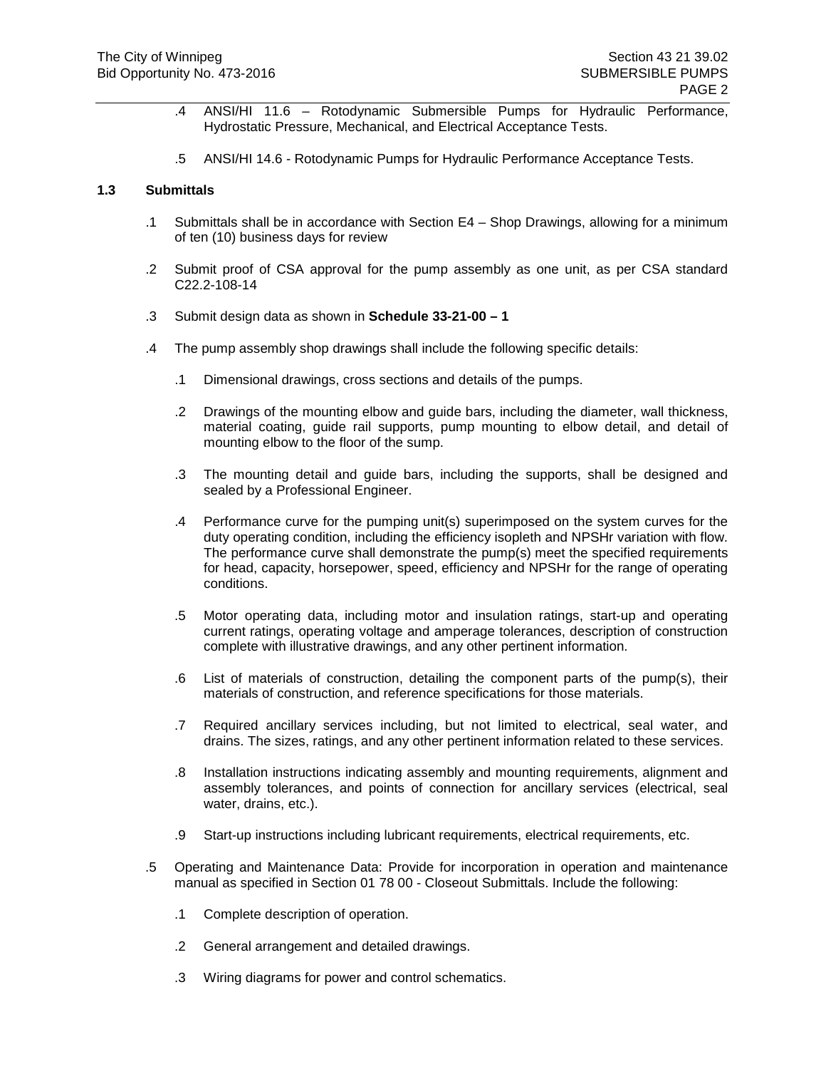.4 ANSI/HI 11.6 – Rotodynamic Submersible Pumps for Hydraulic Performance, Hydrostatic Pressure, Mechanical, and Electrical Acceptance Tests.

.5 ANSI/HI 14.6 - Rotodynamic Pumps for Hydraulic Performance Acceptance Tests.

### 1.3 Submittals

.1 Submittals shall be in accordance with Section E4 – Shop Drawings, allowing for a minimum of ten (10) business days for review

.2 Submit proof of CSA approval for the pump assembly as one unit, as per CSA standard C22.2-108-14

.3 Submit design data as shown in **Schedule 33-21-00 – 1**

.4 The pump assembly shop drawings shall include the following specific details:

.1 Dimensional drawings, cross sections and details of the pumps.

.2 Drawings of the mounting elbow and guide bars, including the diameter, wall thickness, material coating, guide rail supports, pump mounting to elbow detail, and detail of mounting elbow to the floor of the sump.

.3 The mounting detail and guide bars, including the supports, shall be designed and sealed by a Professional Engineer.

.4 Performance curve for the pumping unit(s) superimposed on the system curves for the duty operating condition, including the efficiency isopleth and NPSHr variation with flow. The performance curve shall demonstrate the pump(s) meet the specified requirements for head, capacity, horsepower, speed, efficiency and NPSHr for the range of operating conditions.

.5 Motor operating data, including motor and insulation ratings, start-up and operating current ratings, operating voltage and amperage tolerances, description of construction complete with illustrative drawings, and any other pertinent information.

.6 List of materials of construction, detailing the component parts of the pump(s), their materials of construction, and reference specifications for those materials.

.7 Required ancillary services including, but not limited to electrical, seal water, and drains. The sizes, ratings, and any other pertinent information related to these services.

.8 Installation instructions indicating assembly and mounting requirements, alignment and assembly tolerances, and points of connection for ancillary services (electrical, seal water, drains, etc.).

.9 Start-up instructions including lubricant requirements, electrical requirements, etc.

.5 Operating and Maintenance Data: Provide for incorporation in operation and maintenance manual as specified in Section 01 78 00 - Closeout Submittals. Include the following:

.1 Complete description of operation.

.2 General arrangement and detailed drawings.

.3 Wiring diagrams for power and control schematics.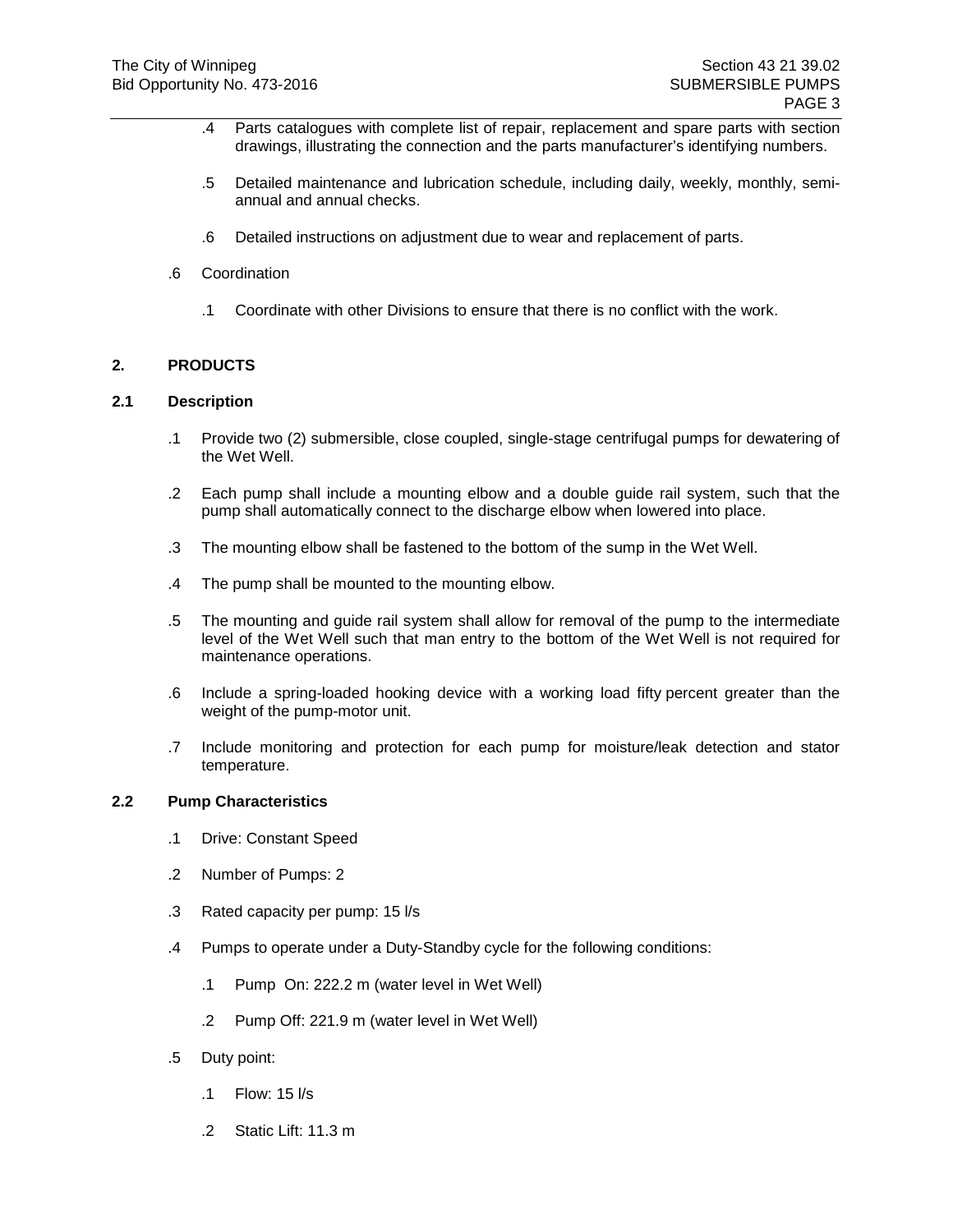.4 Parts catalogues with complete list of repair, replacement and spare parts with section drawings, illustrating the connection and the parts manufacturer's identifying numbers.

.5 Detailed maintenance and lubrication schedule, including daily, weekly, monthly, semi-annual and annual checks.

.6 Detailed instructions on adjustment due to wear and replacement of parts.

.6 Coordination

.1 Coordinate with other Divisions to ensure that there is no conflict with the work.

## 2. PRODUCTS

### 2.1 Description

.1 Provide two (2) submersible, close coupled, single-stage centrifugal pumps for dewatering of the Wet Well.

.2 Each pump shall include a mounting elbow and a double guide rail system, such that the pump shall automatically connect to the discharge elbow when lowered into place.

.3 The mounting elbow shall be fastened to the bottom of the sump in the Wet Well.

.4 The pump shall be mounted to the mounting elbow.

.5 The mounting and guide rail system shall allow for removal of the pump to the intermediate level of the Wet Well such that man entry to the bottom of the Wet Well is not required for maintenance operations.

.6 Include a spring-loaded hooking device with a working load fifty percent greater than the weight of the pump-motor unit.

.7 Include monitoring and protection for each pump for moisture/leak detection and stator temperature.

### 2.2 Pump Characteristics

.1 Drive: Constant Speed

.2 Number of Pumps: 2

.3 Rated capacity per pump: 15 l/s

.4 Pumps to operate under a Duty-Standby cycle for the following conditions:

.1 Pump On: 222.2 m (water level in Wet Well)

.2 Pump Off: 221.9 m (water level in Wet Well)

.5 Duty point:

.1 Flow: 15 l/s

.2 Static Lift: 11.3 m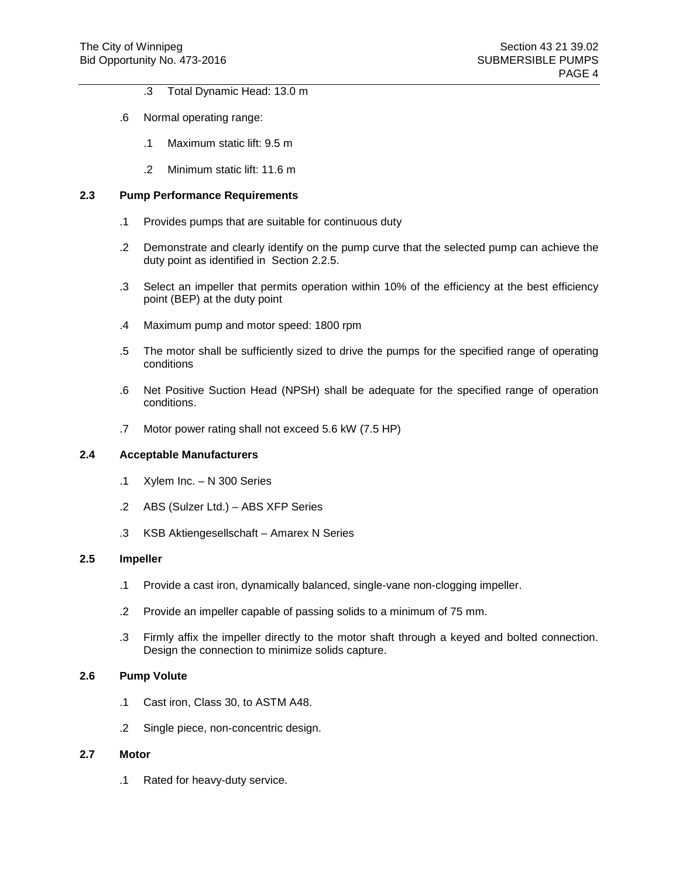.3 Total Dynamic Head: 13.0 m

.6 Normal operating range:

.1 Maximum static lift: 9.5 m

.2 Minimum static lift: 11.6 m

## 2.3 Pump Performance Requirements

.1 Provides pumps that are suitable for continuous duty

.2 Demonstrate and clearly identify on the pump curve that the selected pump can achieve the duty point as identified in Section 2.2.5.

.3 Select an impeller that permits operation within 10% of the efficiency at the best efficiency point (BEP) at the duty point

.4 Maximum pump and motor speed: 1800 rpm

.5 The motor shall be sufficiently sized to drive the pumps for the specified range of operating conditions

.6 Net Positive Suction Head (NPSH) shall be adequate for the specified range of operation conditions.

.7 Motor power rating shall not exceed 5.6 kW (7.5 HP)

## 2.4 Acceptable Manufacturers

.1 Xylem Inc. – N 300 Series

.2 ABS (Sulzer Ltd.) – ABS XFP Series

.3 KSB Aktiengesellschaft – Amarex N Series

## 2.5 Impeller

.1 Provide a cast iron, dynamically balanced, single-vane non-clogging impeller.

.2 Provide an impeller capable of passing solids to a minimum of 75 mm.

.3 Firmly affix the impeller directly to the motor shaft through a keyed and bolted connection. Design the connection to minimize solids capture.

## 2.6 Pump Volute

.1 Cast iron, Class 30, to ASTM A48.

.2 Single piece, non-concentric design.

## 2.7 Motor

.1 Rated for heavy-duty service.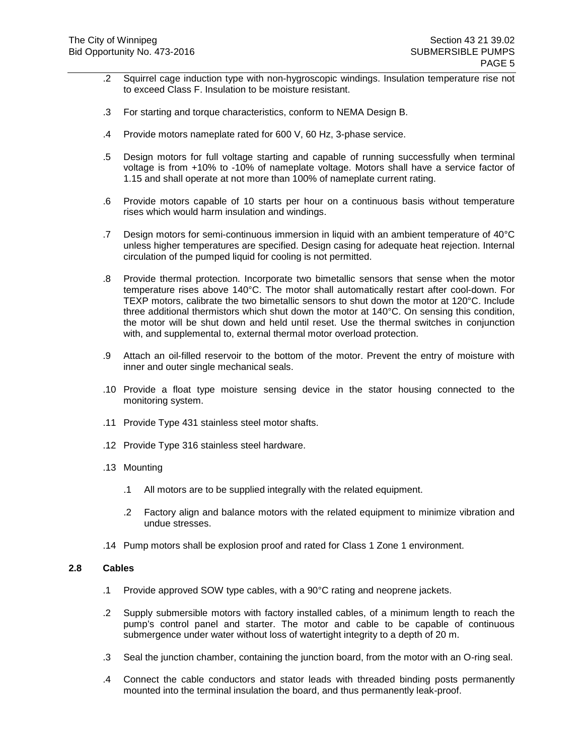.2 Squirrel cage induction type with non-hygroscopic windings. Insulation temperature rise not to exceed Class F. Insulation to be moisture resistant.

.3 For starting and torque characteristics, conform to NEMA Design B.

.4 Provide motors nameplate rated for 600 V, 60 Hz, 3-phase service.

.5 Design motors for full voltage starting and capable of running successfully when terminal voltage is from +10% to -10% of nameplate voltage. Motors shall have a service factor of 1.15 and shall operate at not more than 100% of nameplate current rating.

.6 Provide motors capable of 10 starts per hour on a continuous basis without temperature rises which would harm insulation and windings.

.7 Design motors for semi-continuous immersion in liquid with an ambient temperature of 40°C unless higher temperatures are specified. Design casing for adequate heat rejection. Internal circulation of the pumped liquid for cooling is not permitted.

.8 Provide thermal protection. Incorporate two bimetallic sensors that sense when the motor temperature rises above 140°C. The motor shall automatically restart after cool-down. For TEXP motors, calibrate the two bimetallic sensors to shut down the motor at 120°C. Include three additional thermistors which shut down the motor at 140°C. On sensing this condition, the motor will be shut down and held until reset. Use the thermal switches in conjunction with, and supplemental to, external thermal motor overload protection.

.9 Attach an oil-filled reservoir to the bottom of the motor. Prevent the entry of moisture with inner and outer single mechanical seals.

.10 Provide a float type moisture sensing device in the stator housing connected to the monitoring system.

.11 Provide Type 431 stainless steel motor shafts.

.12 Provide Type 316 stainless steel hardware.

.13 Mounting

  .1 All motors are to be supplied integrally with the related equipment.

  .2 Factory align and balance motors with the related equipment to minimize vibration and undue stresses.

.14 Pump motors shall be explosion proof and rated for Class 1 Zone 1 environment.

## 2.8 Cables

.1 Provide approved SOW type cables, with a 90°C rating and neoprene jackets.

.2 Supply submersible motors with factory installed cables, of a minimum length to reach the pump's control panel and starter. The motor and cable to be capable of continuous submergence under water without loss of watertight integrity to a depth of 20 m.

.3 Seal the junction chamber, containing the junction board, from the motor with an O-ring seal.

.4 Connect the cable conductors and stator leads with threaded binding posts permanently mounted into the terminal insulation the board, and thus permanently leak-proof.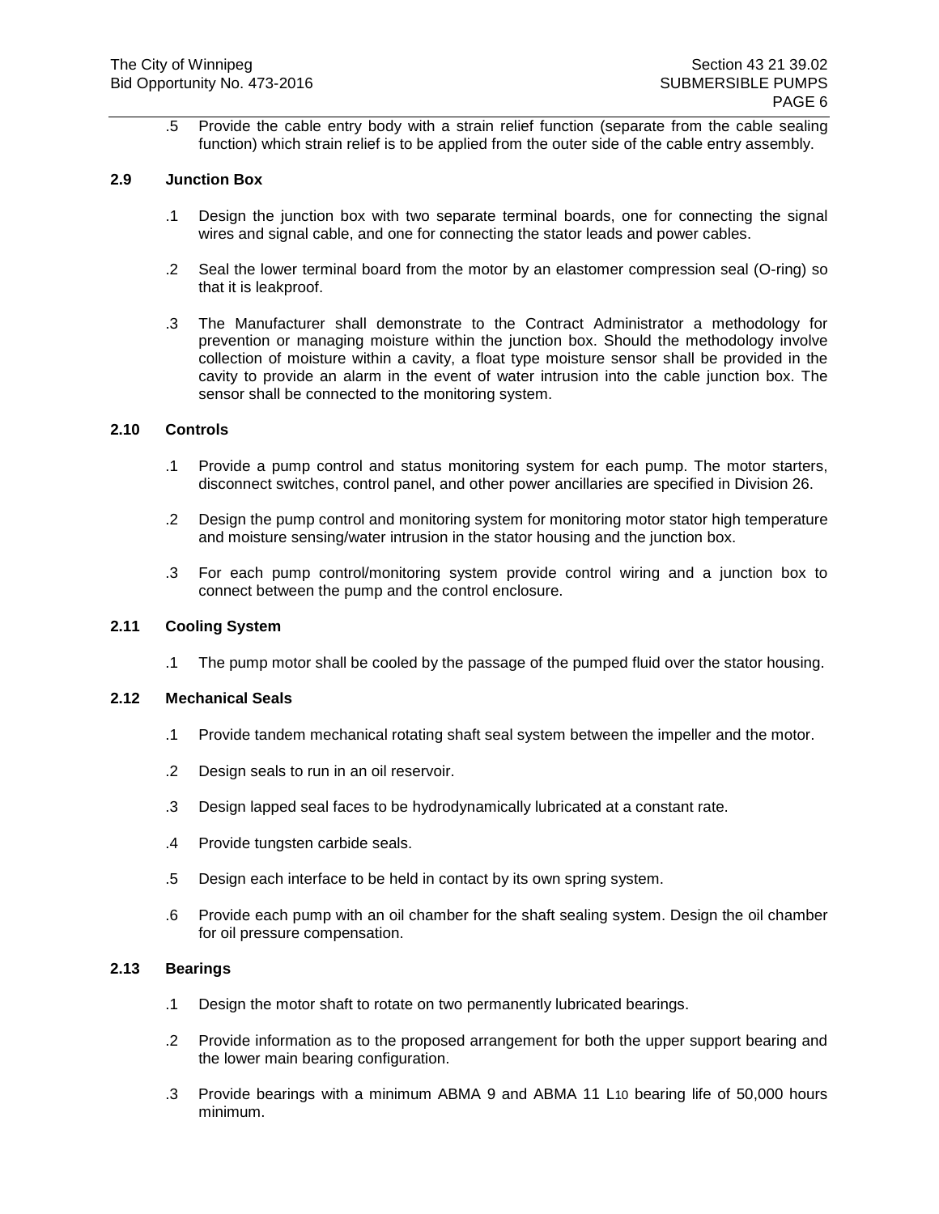.5 Provide the cable entry body with a strain relief function (separate from the cable sealing function) which strain relief is to be applied from the outer side of the cable entry assembly.

### 2.9 Junction Box

.1 Design the junction box with two separate terminal boards, one for connecting the signal wires and signal cable, and one for connecting the stator leads and power cables.

.2 Seal the lower terminal board from the motor by an elastomer compression seal (O-ring) so that it is leakproof.

.3 The Manufacturer shall demonstrate to the Contract Administrator a methodology for prevention or managing moisture within the junction box. Should the methodology involve collection of moisture within a cavity, a float type moisture sensor shall be provided in the cavity to provide an alarm in the event of water intrusion into the cable junction box. The sensor shall be connected to the monitoring system.

### 2.10 Controls

.1 Provide a pump control and status monitoring system for each pump. The motor starters, disconnect switches, control panel, and other power ancillaries are specified in Division 26.

.2 Design the pump control and monitoring system for monitoring motor stator high temperature and moisture sensing/water intrusion in the stator housing and the junction box.

.3 For each pump control/monitoring system provide control wiring and a junction box to connect between the pump and the control enclosure.

### 2.11 Cooling System

.1 The pump motor shall be cooled by the passage of the pumped fluid over the stator housing.

### 2.12 Mechanical Seals

.1 Provide tandem mechanical rotating shaft seal system between the impeller and the motor.

.2 Design seals to run in an oil reservoir.

.3 Design lapped seal faces to be hydrodynamically lubricated at a constant rate.

.4 Provide tungsten carbide seals.

.5 Design each interface to be held in contact by its own spring system.

.6 Provide each pump with an oil chamber for the shaft sealing system. Design the oil chamber for oil pressure compensation.

### 2.13 Bearings

.1 Design the motor shaft to rotate on two permanently lubricated bearings.

.2 Provide information as to the proposed arrangement for both the upper support bearing and the lower main bearing configuration.

.3 Provide bearings with a minimum ABMA 9 and ABMA 11 $L_{10}$ bearing life of 50,000 hours minimum.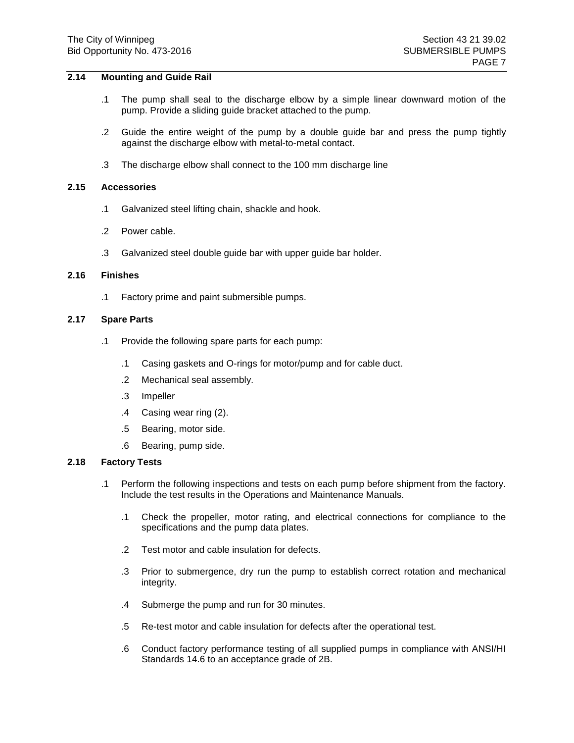## 2.14 Mounting and Guide Rail

.1 The pump shall seal to the discharge elbow by a simple linear downward motion of the pump. Provide a sliding guide bracket attached to the pump.

.2 Guide the entire weight of the pump by a double guide bar and press the pump tightly against the discharge elbow with metal-to-metal contact.

.3 The discharge elbow shall connect to the 100 mm discharge line

## 2.15 Accessories

.1 Galvanized steel lifting chain, shackle and hook.

.2 Power cable.

.3 Galvanized steel double guide bar with upper guide bar holder.

## 2.16 Finishes

.1 Factory prime and paint submersible pumps.

## 2.17 Spare Parts

.1 Provide the following spare parts for each pump:

  .1 Casing gaskets and O-rings for motor/pump and for cable duct.

  .2 Mechanical seal assembly.

  .3 Impeller

  .4 Casing wear ring (2).

  .5 Bearing, motor side.

  .6 Bearing, pump side.

## 2.18 Factory Tests

.1 Perform the following inspections and tests on each pump before shipment from the factory. Include the test results in the Operations and Maintenance Manuals.

  .1 Check the propeller, motor rating, and electrical connections for compliance to the specifications and the pump data plates.

  .2 Test motor and cable insulation for defects.

  .3 Prior to submergence, dry run the pump to establish correct rotation and mechanical integrity.

  .4 Submerge the pump and run for 30 minutes.

  .5 Re-test motor and cable insulation for defects after the operational test.

  .6 Conduct factory performance testing of all supplied pumps in compliance with ANSI/HI Standards 14.6 to an acceptance grade of 2B.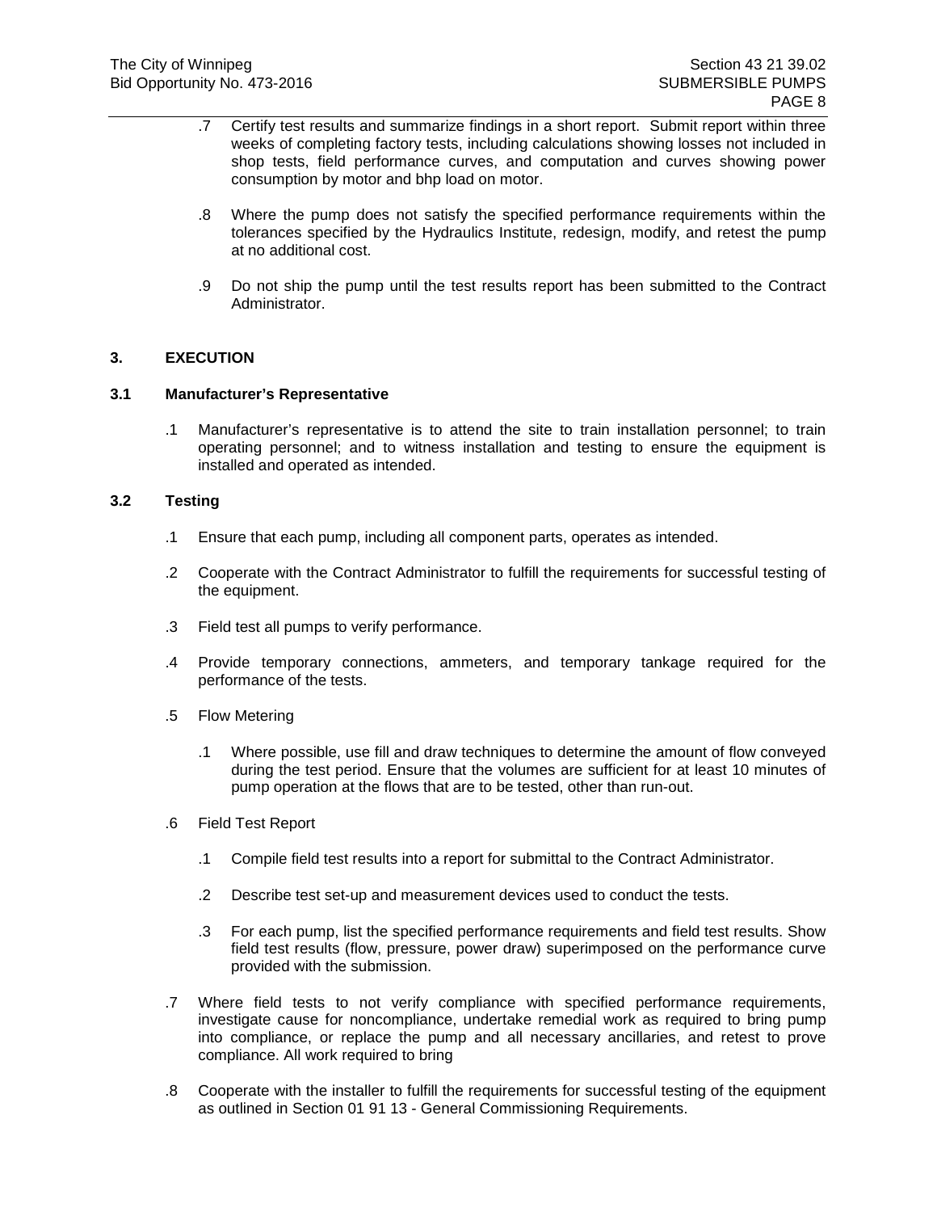.7 Certify test results and summarize findings in a short report. Submit report within three weeks of completing factory tests, including calculations showing losses not included in shop tests, field performance curves, and computation and curves showing power consumption by motor and bhp load on motor.

.8 Where the pump does not satisfy the specified performance requirements within the tolerances specified by the Hydraulics Institute, redesign, modify, and retest the pump at no additional cost.

.9 Do not ship the pump until the test results report has been submitted to the Contract Administrator.

## 3. EXECUTION

### 3.1 Manufacturer's Representative

.1 Manufacturer's representative is to attend the site to train installation personnel; to train operating personnel; and to witness installation and testing to ensure the equipment is installed and operated as intended.

### 3.2 Testing

.1 Ensure that each pump, including all component parts, operates as intended.

.2 Cooperate with the Contract Administrator to fulfill the requirements for successful testing of the equipment.

.3 Field test all pumps to verify performance.

.4 Provide temporary connections, ammeters, and temporary tankage required for the performance of the tests.

.5 Flow Metering

.1 Where possible, use fill and draw techniques to determine the amount of flow conveyed during the test period. Ensure that the volumes are sufficient for at least 10 minutes of pump operation at the flows that are to be tested, other than run-out.

.6 Field Test Report

.1 Compile field test results into a report for submittal to the Contract Administrator.

.2 Describe test set-up and measurement devices used to conduct the tests.

.3 For each pump, list the specified performance requirements and field test results. Show field test results (flow, pressure, power draw) superimposed on the performance curve provided with the submission.

.7 Where field tests to not verify compliance with specified performance requirements, investigate cause for noncompliance, undertake remedial work as required to bring pump into compliance, or replace the pump and all necessary ancillaries, and retest to prove compliance. All work required to bring

.8 Cooperate with the installer to fulfill the requirements for successful testing of the equipment as outlined in Section 01 91 13 - General Commissioning Requirements.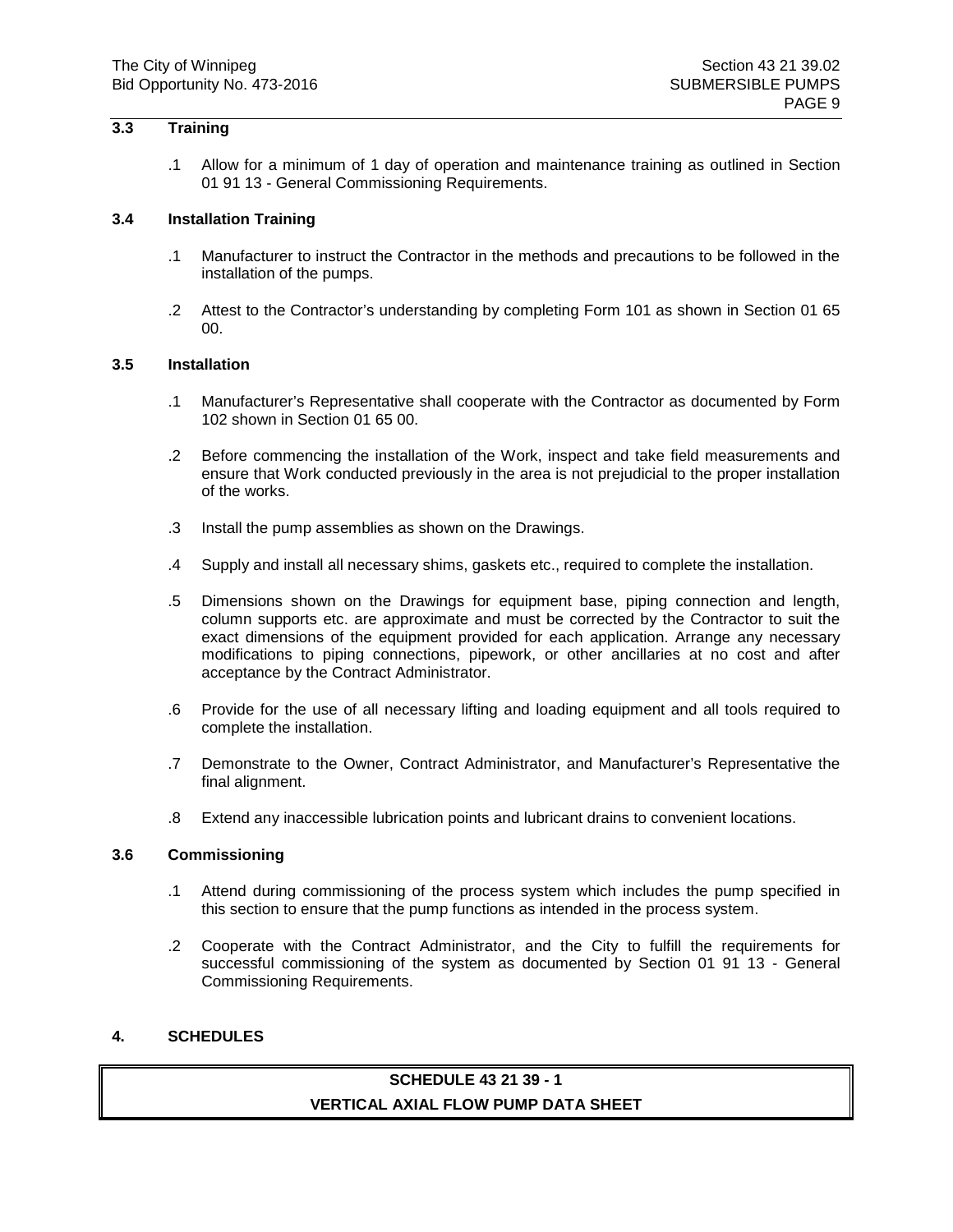### 3.3 Training

.1 Allow for a minimum of 1 day of operation and maintenance training as outlined in Section 01 91 13 - General Commissioning Requirements.

### 3.4 Installation Training

.1 Manufacturer to instruct the Contractor in the methods and precautions to be followed in the installation of the pumps.

.2 Attest to the Contractor's understanding by completing Form 101 as shown in Section 01 65 00.

### 3.5 Installation

.1 Manufacturer's Representative shall cooperate with the Contractor as documented by Form 102 shown in Section 01 65 00.

.2 Before commencing the installation of the Work, inspect and take field measurements and ensure that Work conducted previously in the area is not prejudicial to the proper installation of the works.

.3 Install the pump assemblies as shown on the Drawings.

.4 Supply and install all necessary shims, gaskets etc., required to complete the installation.

.5 Dimensions shown on the Drawings for equipment base, piping connection and length, column supports etc. are approximate and must be corrected by the Contractor to suit the exact dimensions of the equipment provided for each application. Arrange any necessary modifications to piping connections, pipework, or other ancillaries at no cost and after acceptance by the Contract Administrator.

.6 Provide for the use of all necessary lifting and loading equipment and all tools required to complete the installation.

.7 Demonstrate to the Owner, Contract Administrator, and Manufacturer's Representative the final alignment.

.8 Extend any inaccessible lubrication points and lubricant drains to convenient locations.

### 3.6 Commissioning

.1 Attend during commissioning of the process system which includes the pump specified in this section to ensure that the pump functions as intended in the process system.

.2 Cooperate with the Contract Administrator, and the City to fulfill the requirements for successful commissioning of the system as documented by Section 01 91 13 - General Commissioning Requirements.

## 4. SCHEDULES

| SCHEDULE 43 21 39 - 1<br>VERTICAL AXIAL FLOW PUMP DATA SHEET |
| --- |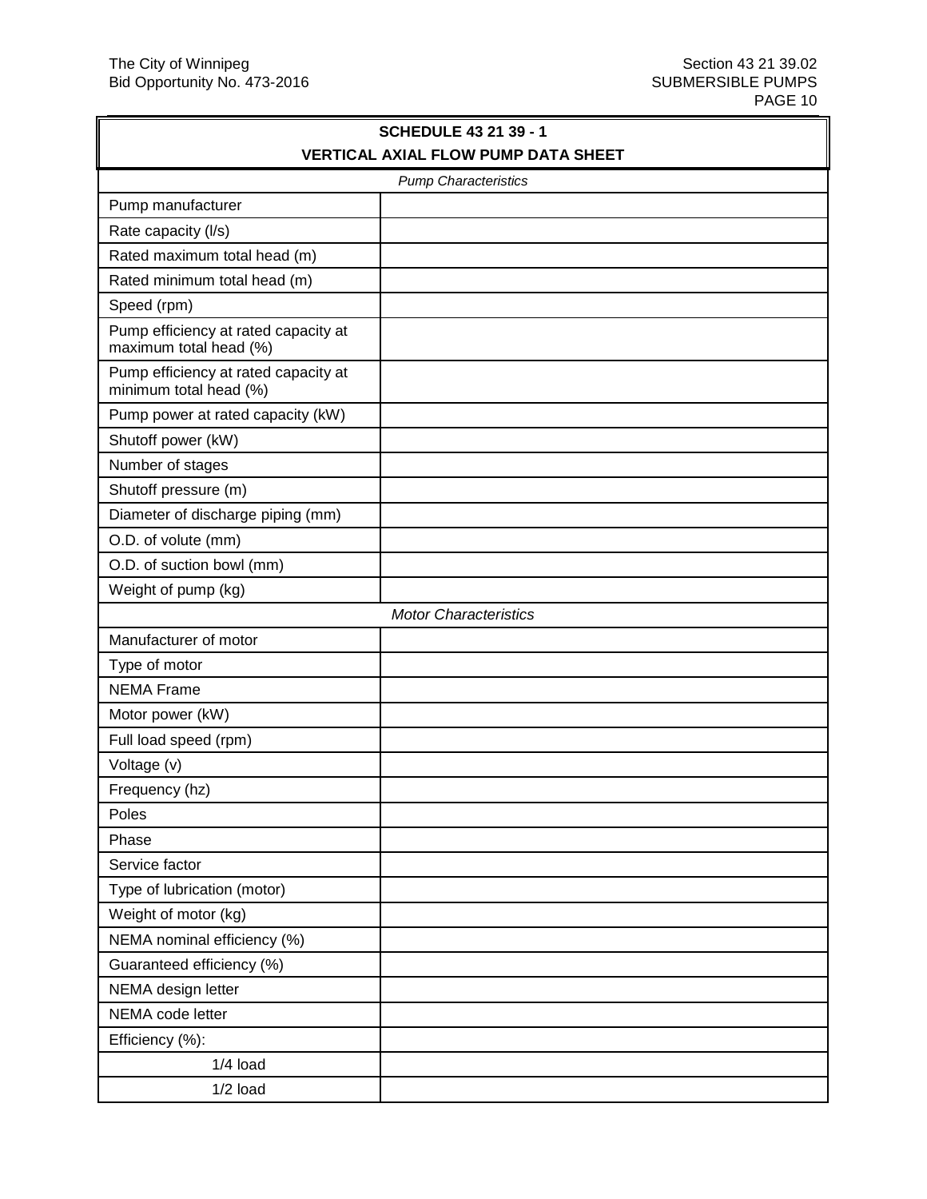| SCHEDULE 43 21 39 - 1<br>VERTICAL AXIAL FLOW PUMP DATA SHEET | |
|---|---|
| *Pump Characteristics* | |
| Pump manufacturer | |
| Rate capacity (l/s) | |
| Rated maximum total head (m) | |
| Rated minimum total head (m) | |
| Speed (rpm) | |
| Pump efficiency at rated capacity at maximum total head (%) | |
| Pump efficiency at rated capacity at minimum total head (%) | |
| Pump power at rated capacity (kW) | |
| Shutoff power (kW) | |
| Number of stages | |
| Shutoff pressure (m) | |
| Diameter of discharge piping (mm) | |
| O.D. of volute (mm) | |
| O.D. of suction bowl (mm) | |
| Weight of pump (kg) | |
| *Motor Characteristics* | |
| Manufacturer of motor | |
| Type of motor | |
| NEMA Frame | |
| Motor power (kW) | |
| Full load speed (rpm) | |
| Voltage (v) | |
| Frequency (hz) | |
| Poles | |
| Phase | |
| Service factor | |
| Type of lubrication (motor) | |
| Weight of motor (kg) | |
| NEMA nominal efficiency (%) | |
| Guaranteed efficiency (%) | |
| NEMA design letter | |
| NEMA code letter | |
| Efficiency (%): | |
| 1/4 load | |
| 1/2 load | |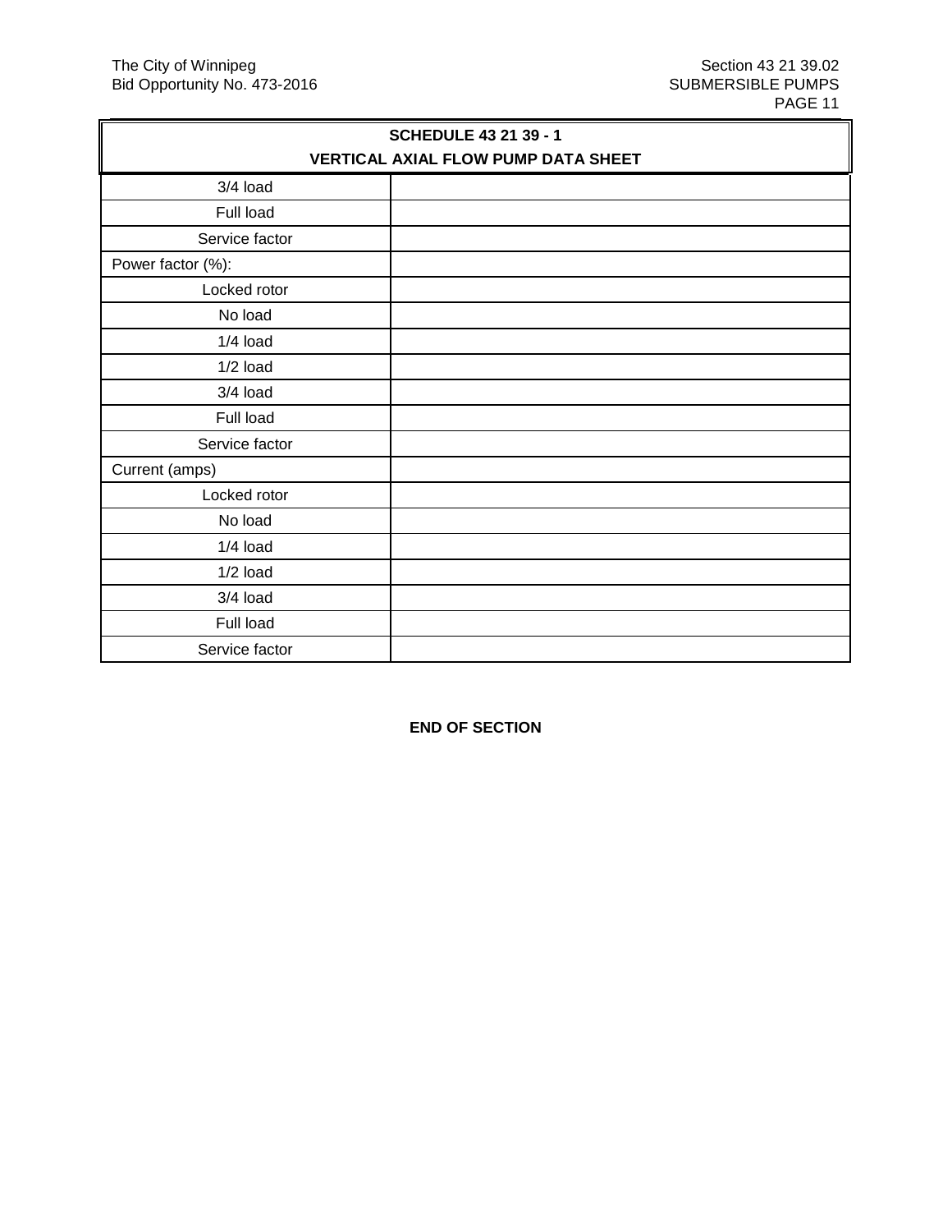| SCHEDULE 43 21 39 - 1<br>VERTICAL AXIAL FLOW PUMP DATA SHEET | |
|---|---|
| 3/4 load | |
| Full load | |
| Service factor | |
| Power factor (%): | |
| Locked rotor | |
| No load | |
| 1/4 load | |
| 1/2 load | |
| 3/4 load | |
| Full load | |
| Service factor | |
| Current (amps) | |
| Locked rotor | |
| No load | |
| 1/4 load | |
| 1/2 load | |
| 3/4 load | |
| Full load | |
| Service factor | |

**END OF SECTION**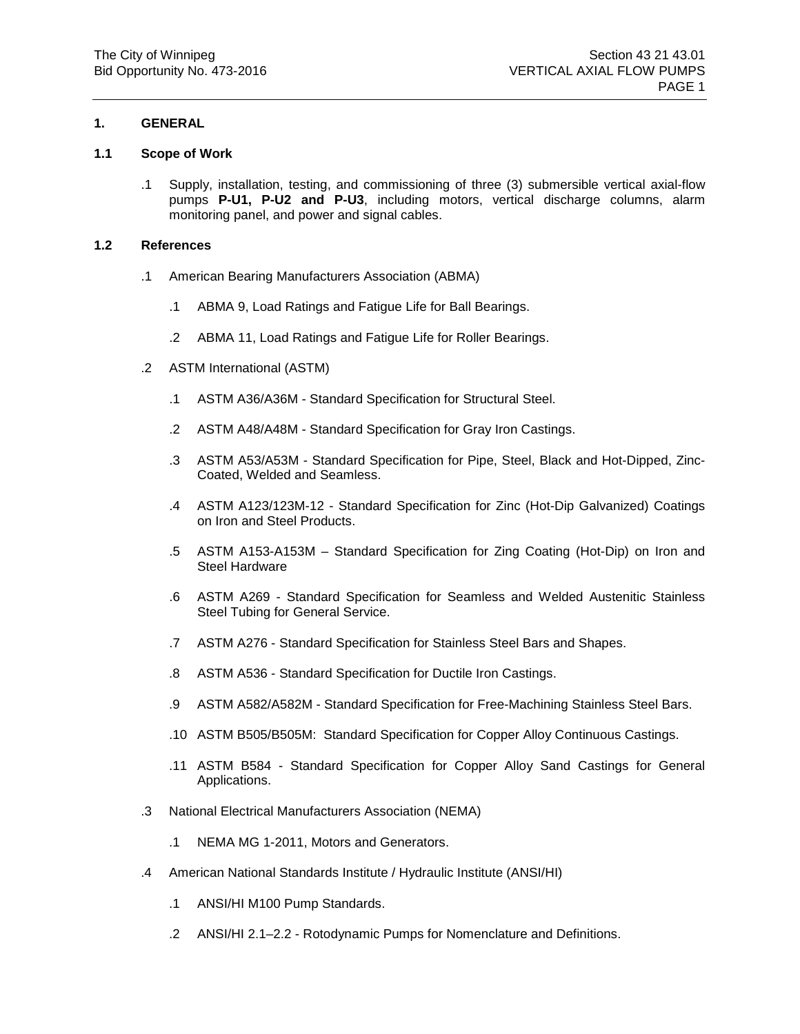## 1. GENERAL

### 1.1 Scope of Work

.1 Supply, installation, testing, and commissioning of three (3) submersible vertical axial-flow pumps **P-U1, P-U2 and P-U3**, including motors, vertical discharge columns, alarm monitoring panel, and power and signal cables.

### 1.2 References

.1 American Bearing Manufacturers Association (ABMA)

  .1 ABMA 9, Load Ratings and Fatigue Life for Ball Bearings.

  .2 ABMA 11, Load Ratings and Fatigue Life for Roller Bearings.

.2 ASTM International (ASTM)

  .1 ASTM A36/A36M - Standard Specification for Structural Steel.

  .2 ASTM A48/A48M - Standard Specification for Gray Iron Castings.

  .3 ASTM A53/A53M - Standard Specification for Pipe, Steel, Black and Hot-Dipped, Zinc-Coated, Welded and Seamless.

  .4 ASTM A123/123M-12 - Standard Specification for Zinc (Hot-Dip Galvanized) Coatings on Iron and Steel Products.

  .5 ASTM A153-A153M – Standard Specification for Zing Coating (Hot-Dip) on Iron and Steel Hardware

  .6 ASTM A269 - Standard Specification for Seamless and Welded Austenitic Stainless Steel Tubing for General Service.

  .7 ASTM A276 - Standard Specification for Stainless Steel Bars and Shapes.

  .8 ASTM A536 - Standard Specification for Ductile Iron Castings.

  .9 ASTM A582/A582M - Standard Specification for Free-Machining Stainless Steel Bars.

  .10 ASTM B505/B505M: Standard Specification for Copper Alloy Continuous Castings.

  .11 ASTM B584 - Standard Specification for Copper Alloy Sand Castings for General Applications.

.3 National Electrical Manufacturers Association (NEMA)

  .1 NEMA MG 1-2011, Motors and Generators.

.4 American National Standards Institute / Hydraulic Institute (ANSI/HI)

  .1 ANSI/HI M100 Pump Standards.

  .2 ANSI/HI 2.1–2.2 - Rotodynamic Pumps for Nomenclature and Definitions.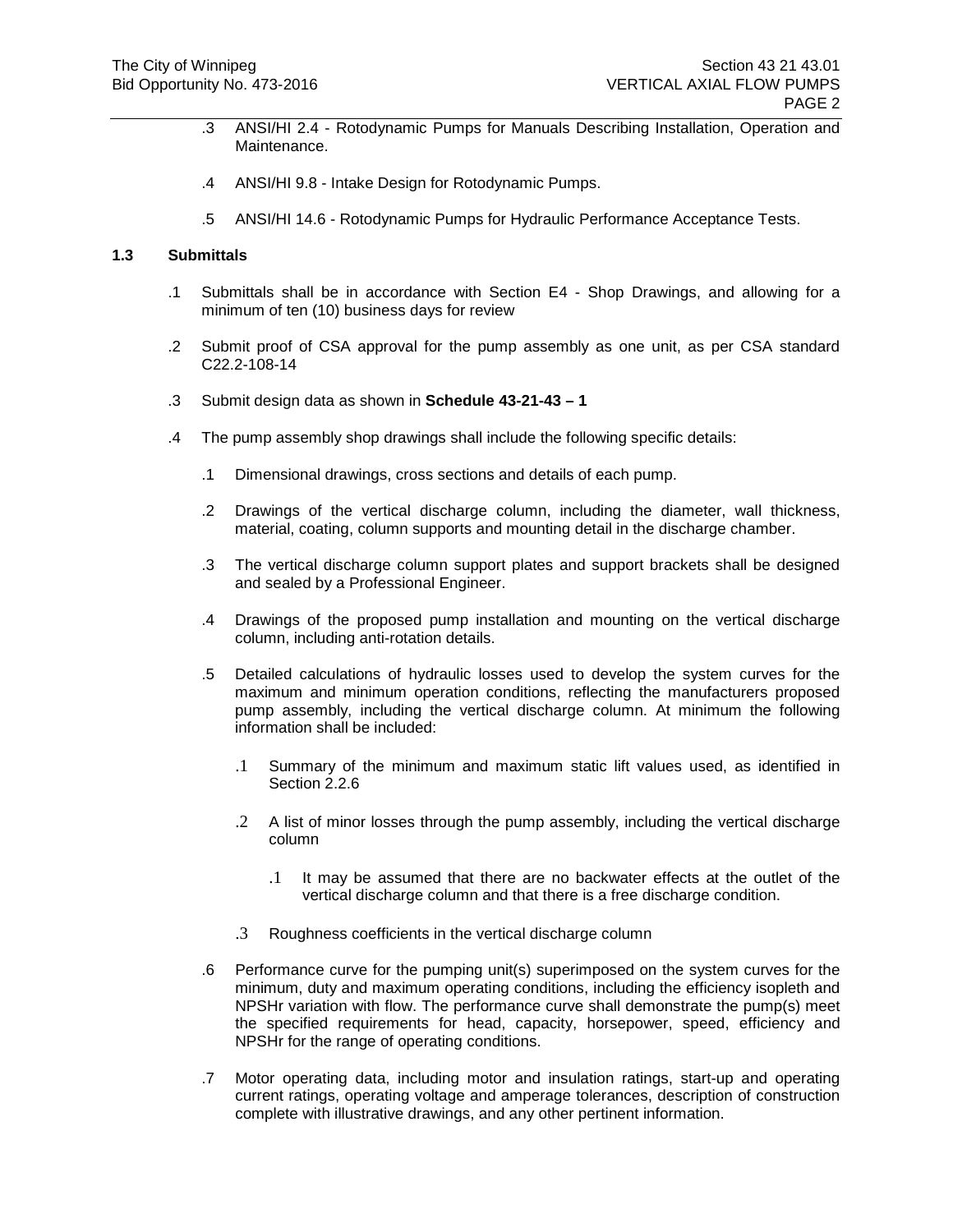.3 ANSI/HI 2.4 - Rotodynamic Pumps for Manuals Describing Installation, Operation and Maintenance.

.4 ANSI/HI 9.8 - Intake Design for Rotodynamic Pumps.

.5 ANSI/HI 14.6 - Rotodynamic Pumps for Hydraulic Performance Acceptance Tests.

**1.3 Submittals**

.1 Submittals shall be in accordance with Section E4 - Shop Drawings, and allowing for a minimum of ten (10) business days for review

.2 Submit proof of CSA approval for the pump assembly as one unit, as per CSA standard C22.2-108-14

.3 Submit design data as shown in **Schedule 43-21-43 – 1**

.4 The pump assembly shop drawings shall include the following specific details:

- .1 Dimensional drawings, cross sections and details of each pump.
- .2 Drawings of the vertical discharge column, including the diameter, wall thickness, material, coating, column supports and mounting detail in the discharge chamber.
- .3 The vertical discharge column support plates and support brackets shall be designed and sealed by a Professional Engineer.
- .4 Drawings of the proposed pump installation and mounting on the vertical discharge column, including anti-rotation details.
- .5 Detailed calculations of hydraulic losses used to develop the system curves for the maximum and minimum operation conditions, reflecting the manufacturers proposed pump assembly, including the vertical discharge column. At minimum the following information shall be included:
  - .1 Summary of the minimum and maximum static lift values used, as identified in Section 2.2.6
  - .2 A list of minor losses through the pump assembly, including the vertical discharge column
    - .1 It may be assumed that there are no backwater effects at the outlet of the vertical discharge column and that there is a free discharge condition.
  - .3 Roughness coefficients in the vertical discharge column
- .6 Performance curve for the pumping unit(s) superimposed on the system curves for the minimum, duty and maximum operating conditions, including the efficiency isopleth and NPSHr variation with flow. The performance curve shall demonstrate the pump(s) meet the specified requirements for head, capacity, horsepower, speed, efficiency and NPSHr for the range of operating conditions.
- .7 Motor operating data, including motor and insulation ratings, start-up and operating current ratings, operating voltage and amperage tolerances, description of construction complete with illustrative drawings, and any other pertinent information.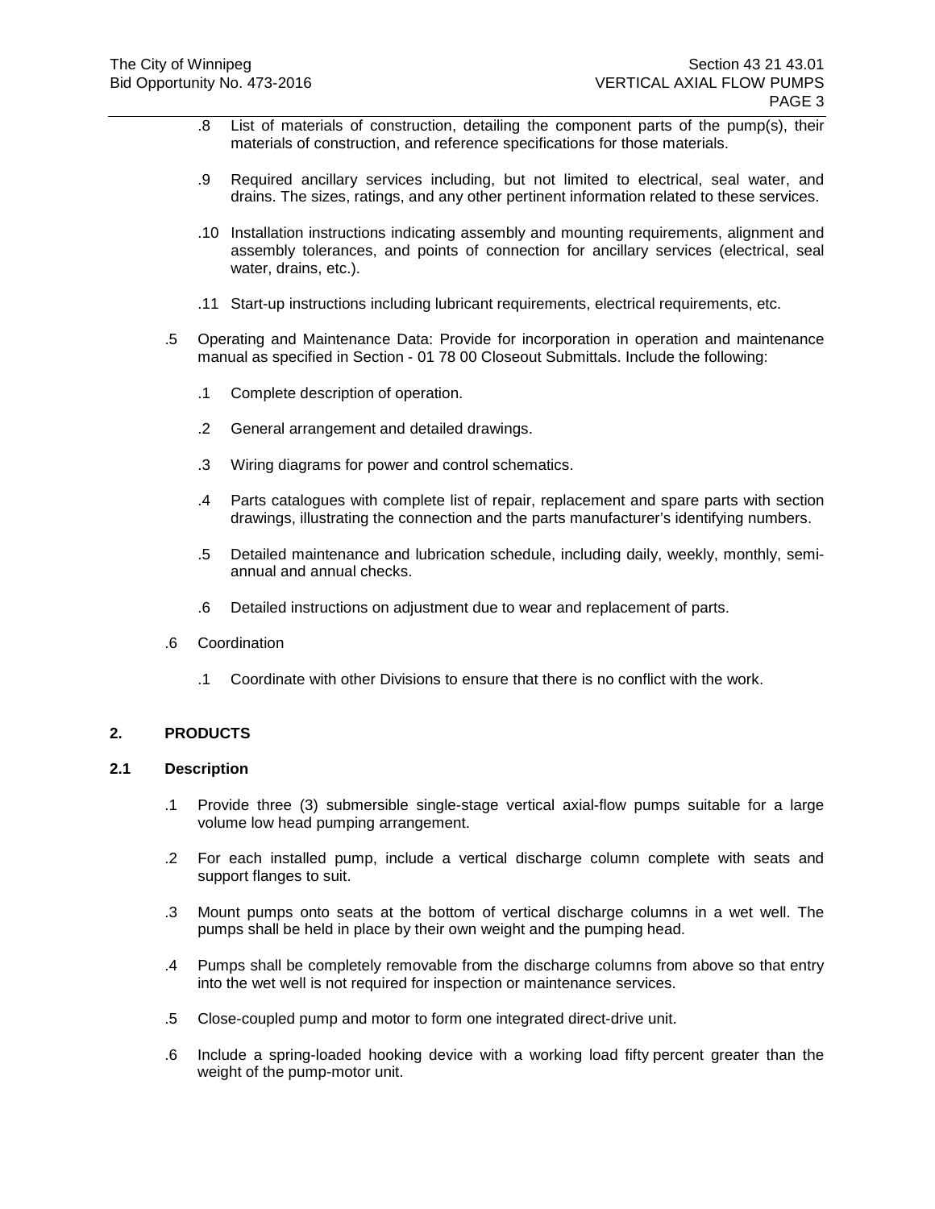.8 List of materials of construction, detailing the component parts of the pump(s), their materials of construction, and reference specifications for those materials.

.9 Required ancillary services including, but not limited to electrical, seal water, and drains. The sizes, ratings, and any other pertinent information related to these services.

.10 Installation instructions indicating assembly and mounting requirements, alignment and assembly tolerances, and points of connection for ancillary services (electrical, seal water, drains, etc.).

.11 Start-up instructions including lubricant requirements, electrical requirements, etc.

.5 Operating and Maintenance Data: Provide for incorporation in operation and maintenance manual as specified in Section - 01 78 00 Closeout Submittals. Include the following:

.1 Complete description of operation.

.2 General arrangement and detailed drawings.

.3 Wiring diagrams for power and control schematics.

.4 Parts catalogues with complete list of repair, replacement and spare parts with section drawings, illustrating the connection and the parts manufacturer's identifying numbers.

.5 Detailed maintenance and lubrication schedule, including daily, weekly, monthly, semi-annual and annual checks.

.6 Detailed instructions on adjustment due to wear and replacement of parts.

.6 Coordination

.1 Coordinate with other Divisions to ensure that there is no conflict with the work.

## 2. PRODUCTS

### 2.1 Description

.1 Provide three (3) submersible single-stage vertical axial-flow pumps suitable for a large volume low head pumping arrangement.

.2 For each installed pump, include a vertical discharge column complete with seats and support flanges to suit.

.3 Mount pumps onto seats at the bottom of vertical discharge columns in a wet well. The pumps shall be held in place by their own weight and the pumping head.

.4 Pumps shall be completely removable from the discharge columns from above so that entry into the wet well is not required for inspection or maintenance services.

.5 Close-coupled pump and motor to form one integrated direct-drive unit.

.6 Include a spring-loaded hooking device with a working load fifty percent greater than the weight of the pump-motor unit.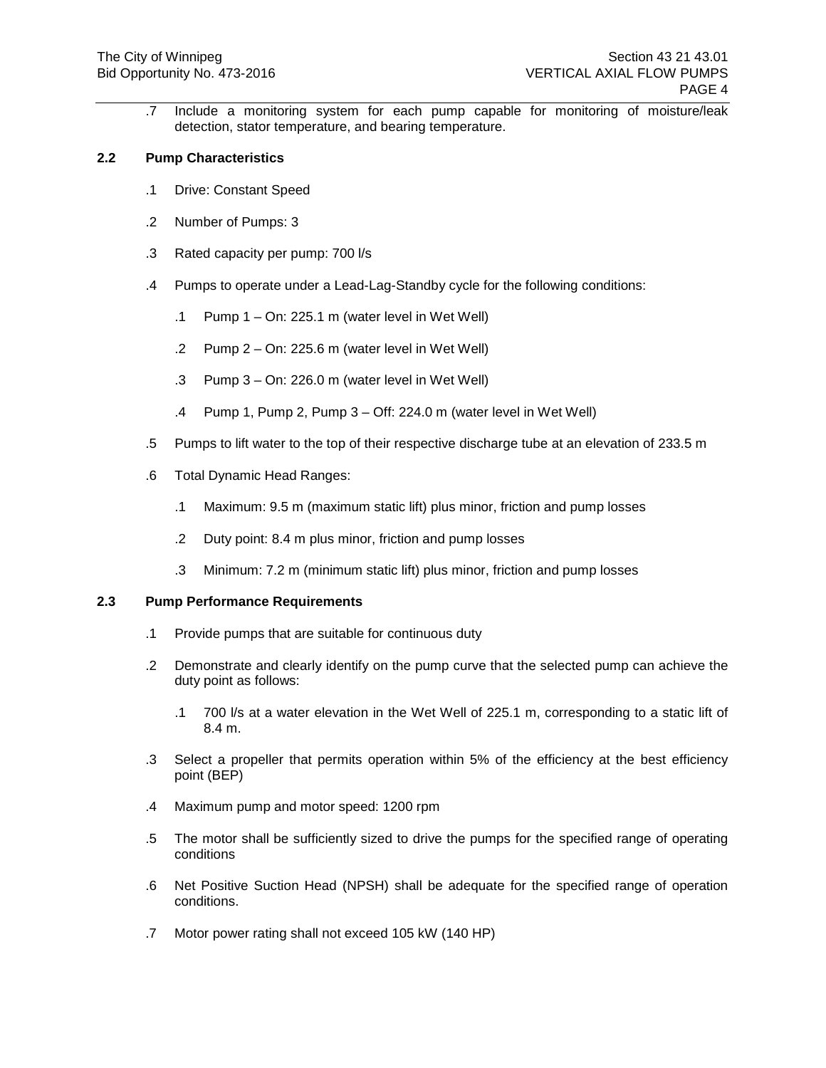.7 Include a monitoring system for each pump capable for monitoring of moisture/leak detection, stator temperature, and bearing temperature.

**2.2 Pump Characteristics**

.1 Drive: Constant Speed

.2 Number of Pumps: 3

.3 Rated capacity per pump: 700 l/s

.4 Pumps to operate under a Lead-Lag-Standby cycle for the following conditions:

.1 Pump 1 – On: 225.1 m (water level in Wet Well)

.2 Pump 2 – On: 225.6 m (water level in Wet Well)

.3 Pump 3 – On: 226.0 m (water level in Wet Well)

.4 Pump 1, Pump 2, Pump 3 – Off: 224.0 m (water level in Wet Well)

.5 Pumps to lift water to the top of their respective discharge tube at an elevation of 233.5 m

.6 Total Dynamic Head Ranges:

.1 Maximum: 9.5 m (maximum static lift) plus minor, friction and pump losses

.2 Duty point: 8.4 m plus minor, friction and pump losses

.3 Minimum: 7.2 m (minimum static lift) plus minor, friction and pump losses

**2.3 Pump Performance Requirements**

.1 Provide pumps that are suitable for continuous duty

.2 Demonstrate and clearly identify on the pump curve that the selected pump can achieve the duty point as follows:

.1 700 l/s at a water elevation in the Wet Well of 225.1 m, corresponding to a static lift of 8.4 m.

.3 Select a propeller that permits operation within 5% of the efficiency at the best efficiency point (BEP)

.4 Maximum pump and motor speed: 1200 rpm

.5 The motor shall be sufficiently sized to drive the pumps for the specified range of operating conditions

.6 Net Positive Suction Head (NPSH) shall be adequate for the specified range of operation conditions.

.7 Motor power rating shall not exceed 105 kW (140 HP)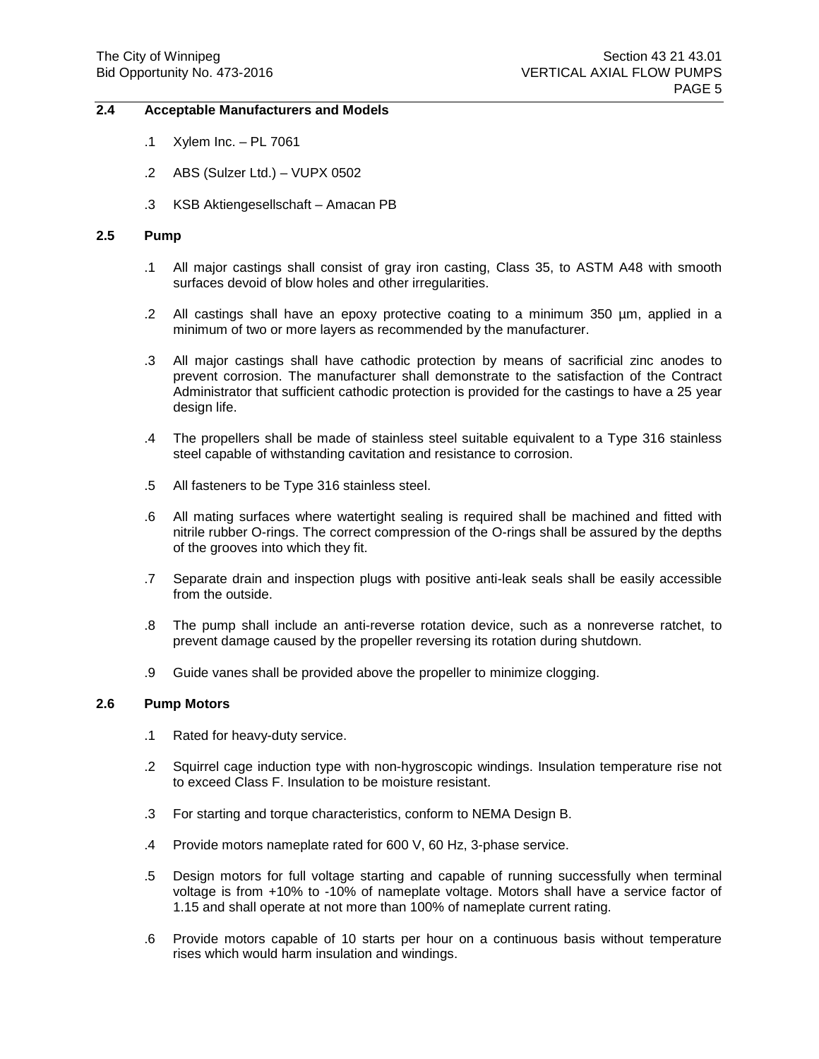## 2.4 Acceptable Manufacturers and Models

.1 Xylem Inc. – PL 7061

.2 ABS (Sulzer Ltd.) – VUPX 0502

.3 KSB Aktiengesellschaft – Amacan PB

## 2.5 Pump

.1 All major castings shall consist of gray iron casting, Class 35, to ASTM A48 with smooth surfaces devoid of blow holes and other irregularities.

.2 All castings shall have an epoxy protective coating to a minimum 350 µm, applied in a minimum of two or more layers as recommended by the manufacturer.

.3 All major castings shall have cathodic protection by means of sacrificial zinc anodes to prevent corrosion. The manufacturer shall demonstrate to the satisfaction of the Contract Administrator that sufficient cathodic protection is provided for the castings to have a 25 year design life.

.4 The propellers shall be made of stainless steel suitable equivalent to a Type 316 stainless steel capable of withstanding cavitation and resistance to corrosion.

.5 All fasteners to be Type 316 stainless steel.

.6 All mating surfaces where watertight sealing is required shall be machined and fitted with nitrile rubber O-rings. The correct compression of the O-rings shall be assured by the depths of the grooves into which they fit.

.7 Separate drain and inspection plugs with positive anti-leak seals shall be easily accessible from the outside.

.8 The pump shall include an anti-reverse rotation device, such as a nonreverse ratchet, to prevent damage caused by the propeller reversing its rotation during shutdown.

.9 Guide vanes shall be provided above the propeller to minimize clogging.

## 2.6 Pump Motors

.1 Rated for heavy-duty service.

.2 Squirrel cage induction type with non-hygroscopic windings. Insulation temperature rise not to exceed Class F. Insulation to be moisture resistant.

.3 For starting and torque characteristics, conform to NEMA Design B.

.4 Provide motors nameplate rated for 600 V, 60 Hz, 3-phase service.

.5 Design motors for full voltage starting and capable of running successfully when terminal voltage is from +10% to -10% of nameplate voltage. Motors shall have a service factor of 1.15 and shall operate at not more than 100% of nameplate current rating.

.6 Provide motors capable of 10 starts per hour on a continuous basis without temperature rises which would harm insulation and windings.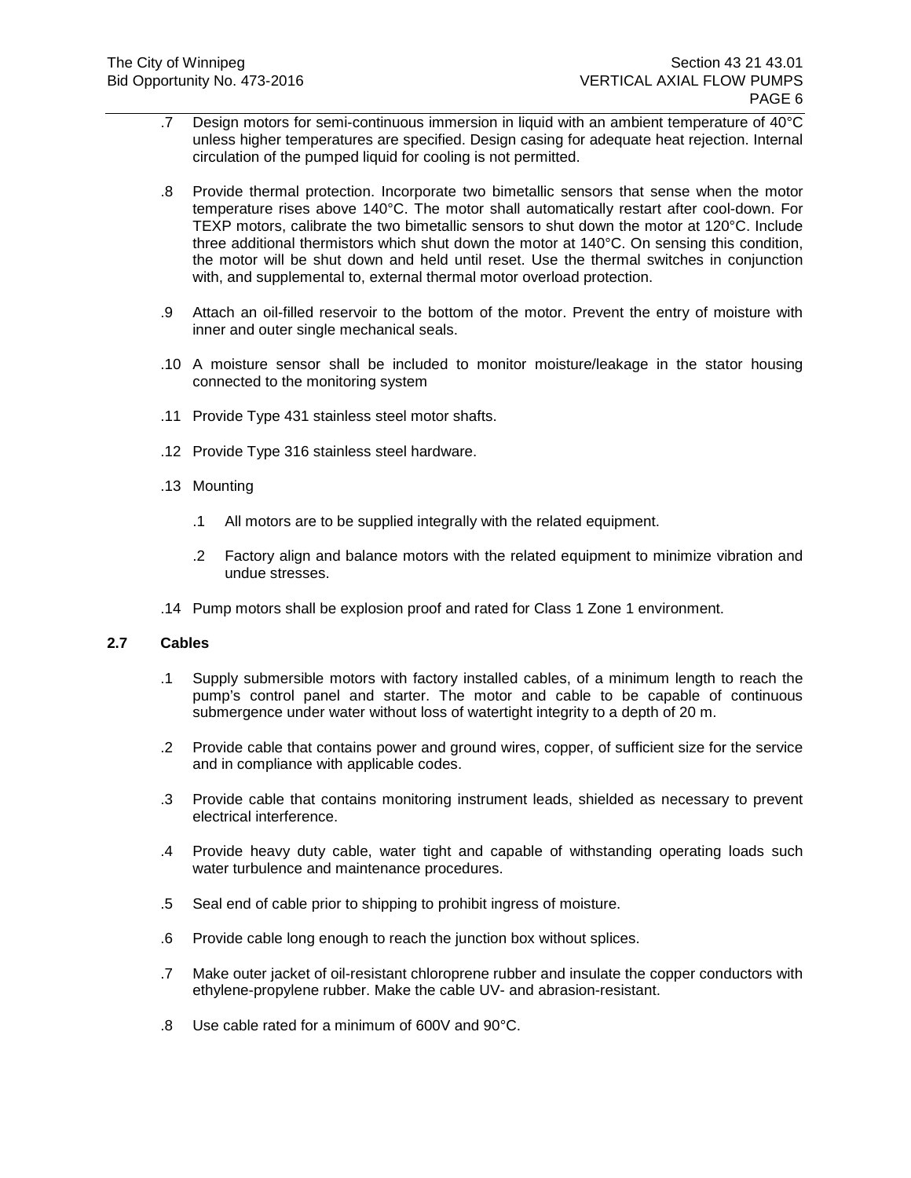.7 Design motors for semi-continuous immersion in liquid with an ambient temperature of 40°C unless higher temperatures are specified. Design casing for adequate heat rejection. Internal circulation of the pumped liquid for cooling is not permitted.

.8 Provide thermal protection. Incorporate two bimetallic sensors that sense when the motor temperature rises above 140°C. The motor shall automatically restart after cool-down. For TEXP motors, calibrate the two bimetallic sensors to shut down the motor at 120°C. Include three additional thermistors which shut down the motor at 140°C. On sensing this condition, the motor will be shut down and held until reset. Use the thermal switches in conjunction with, and supplemental to, external thermal motor overload protection.

.9 Attach an oil-filled reservoir to the bottom of the motor. Prevent the entry of moisture with inner and outer single mechanical seals.

.10 A moisture sensor shall be included to monitor moisture/leakage in the stator housing connected to the monitoring system

.11 Provide Type 431 stainless steel motor shafts.

.12 Provide Type 316 stainless steel hardware.

.13 Mounting

  .1 All motors are to be supplied integrally with the related equipment.

  .2 Factory align and balance motors with the related equipment to minimize vibration and undue stresses.

.14 Pump motors shall be explosion proof and rated for Class 1 Zone 1 environment.

## 2.7 Cables

.1 Supply submersible motors with factory installed cables, of a minimum length to reach the pump's control panel and starter. The motor and cable to be capable of continuous submergence under water without loss of watertight integrity to a depth of 20 m.

.2 Provide cable that contains power and ground wires, copper, of sufficient size for the service and in compliance with applicable codes.

.3 Provide cable that contains monitoring instrument leads, shielded as necessary to prevent electrical interference.

.4 Provide heavy duty cable, water tight and capable of withstanding operating loads such water turbulence and maintenance procedures.

.5 Seal end of cable prior to shipping to prohibit ingress of moisture.

.6 Provide cable long enough to reach the junction box without splices.

.7 Make outer jacket of oil-resistant chloroprene rubber and insulate the copper conductors with ethylene-propylene rubber. Make the cable UV- and abrasion-resistant.

.8 Use cable rated for a minimum of 600V and 90°C.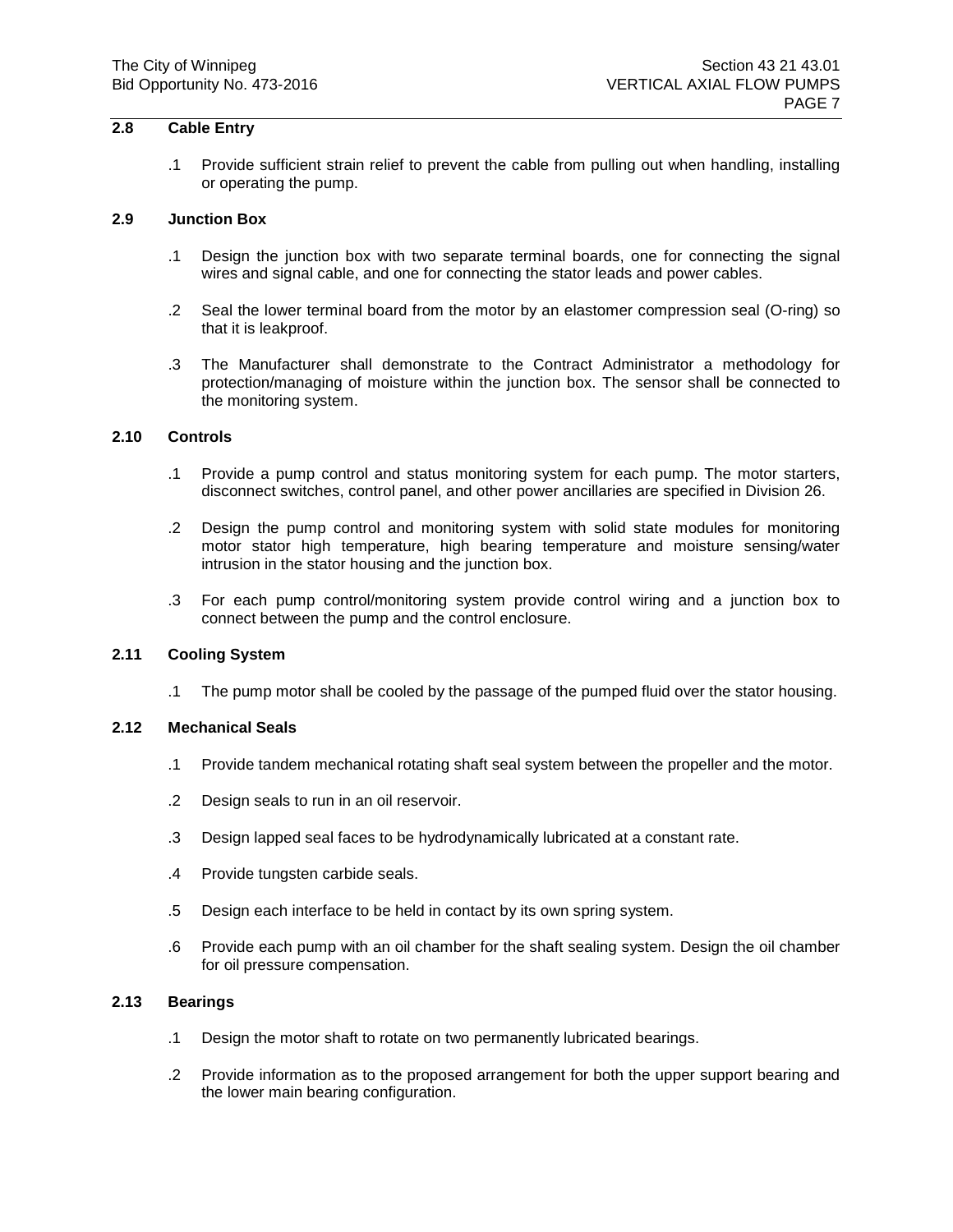## 2.8 Cable Entry

.1 Provide sufficient strain relief to prevent the cable from pulling out when handling, installing or operating the pump.

## 2.9 Junction Box

.1 Design the junction box with two separate terminal boards, one for connecting the signal wires and signal cable, and one for connecting the stator leads and power cables.

.2 Seal the lower terminal board from the motor by an elastomer compression seal (O-ring) so that it is leakproof.

.3 The Manufacturer shall demonstrate to the Contract Administrator a methodology for protection/managing of moisture within the junction box. The sensor shall be connected to the monitoring system.

## 2.10 Controls

.1 Provide a pump control and status monitoring system for each pump. The motor starters, disconnect switches, control panel, and other power ancillaries are specified in Division 26.

.2 Design the pump control and monitoring system with solid state modules for monitoring motor stator high temperature, high bearing temperature and moisture sensing/water intrusion in the stator housing and the junction box.

.3 For each pump control/monitoring system provide control wiring and a junction box to connect between the pump and the control enclosure.

## 2.11 Cooling System

.1 The pump motor shall be cooled by the passage of the pumped fluid over the stator housing.

## 2.12 Mechanical Seals

.1 Provide tandem mechanical rotating shaft seal system between the propeller and the motor.

.2 Design seals to run in an oil reservoir.

.3 Design lapped seal faces to be hydrodynamically lubricated at a constant rate.

.4 Provide tungsten carbide seals.

.5 Design each interface to be held in contact by its own spring system.

.6 Provide each pump with an oil chamber for the shaft sealing system. Design the oil chamber for oil pressure compensation.

## 2.13 Bearings

.1 Design the motor shaft to rotate on two permanently lubricated bearings.

.2 Provide information as to the proposed arrangement for both the upper support bearing and the lower main bearing configuration.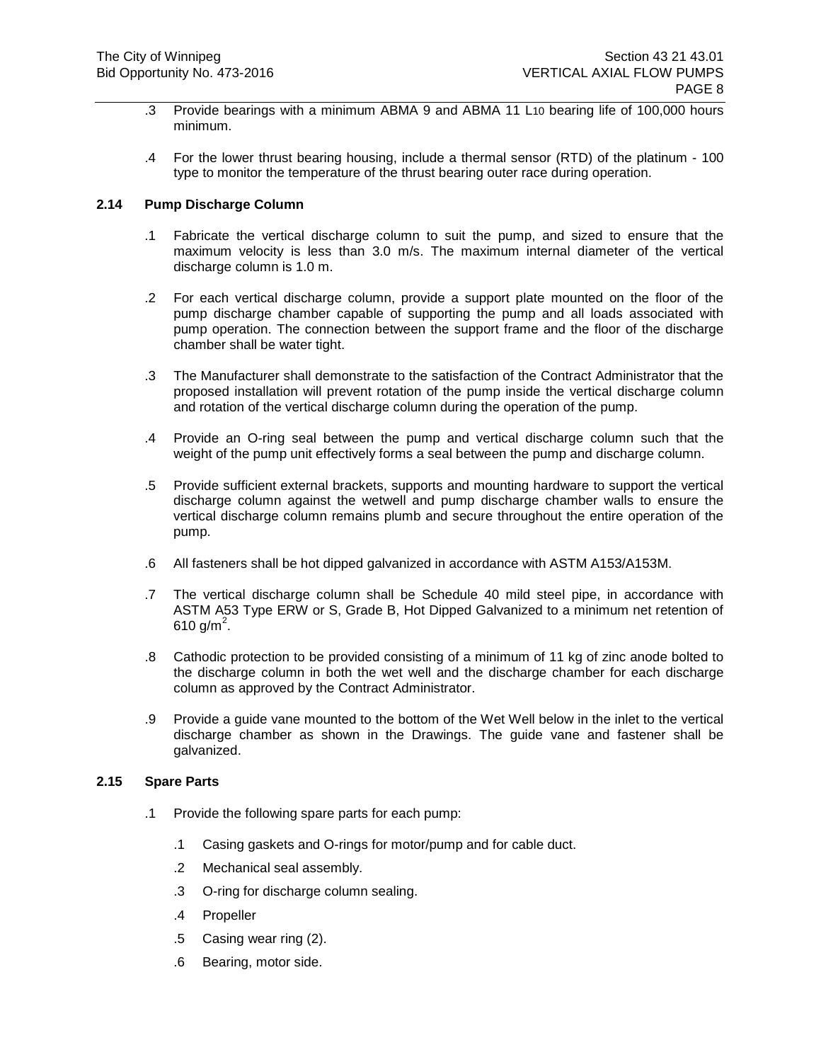.3 Provide bearings with a minimum ABMA 9 and ABMA 11 $L_{10}$ bearing life of 100,000 hours minimum.

.4 For the lower thrust bearing housing, include a thermal sensor (RTD) of the platinum - 100 type to monitor the temperature of the thrust bearing outer race during operation.

### 2.14 Pump Discharge Column

.1 Fabricate the vertical discharge column to suit the pump, and sized to ensure that the maximum velocity is less than 3.0 m/s. The maximum internal diameter of the vertical discharge column is 1.0 m.

.2 For each vertical discharge column, provide a support plate mounted on the floor of the pump discharge chamber capable of supporting the pump and all loads associated with pump operation. The connection between the support frame and the floor of the discharge chamber shall be water tight.

.3 The Manufacturer shall demonstrate to the satisfaction of the Contract Administrator that the proposed installation will prevent rotation of the pump inside the vertical discharge column and rotation of the vertical discharge column during the operation of the pump.

.4 Provide an O-ring seal between the pump and vertical discharge column such that the weight of the pump unit effectively forms a seal between the pump and discharge column.

.5 Provide sufficient external brackets, supports and mounting hardware to support the vertical discharge column against the wetwell and pump discharge chamber walls to ensure the vertical discharge column remains plumb and secure throughout the entire operation of the pump.

.6 All fasteners shall be hot dipped galvanized in accordance with ASTM A153/A153M.

.7 The vertical discharge column shall be Schedule 40 mild steel pipe, in accordance with ASTM A53 Type ERW or S, Grade B, Hot Dipped Galvanized to a minimum net retention of 610 g/m$^2$.

.8 Cathodic protection to be provided consisting of a minimum of 11 kg of zinc anode bolted to the discharge column in both the wet well and the discharge chamber for each discharge column as approved by the Contract Administrator.

.9 Provide a guide vane mounted to the bottom of the Wet Well below in the inlet to the vertical discharge chamber as shown in the Drawings. The guide vane and fastener shall be galvanized.

### 2.15 Spare Parts

.1 Provide the following spare parts for each pump:

  .1 Casing gaskets and O-rings for motor/pump and for cable duct.

  .2 Mechanical seal assembly.

  .3 O-ring for discharge column sealing.

  .4 Propeller

  .5 Casing wear ring (2).

  .6 Bearing, motor side.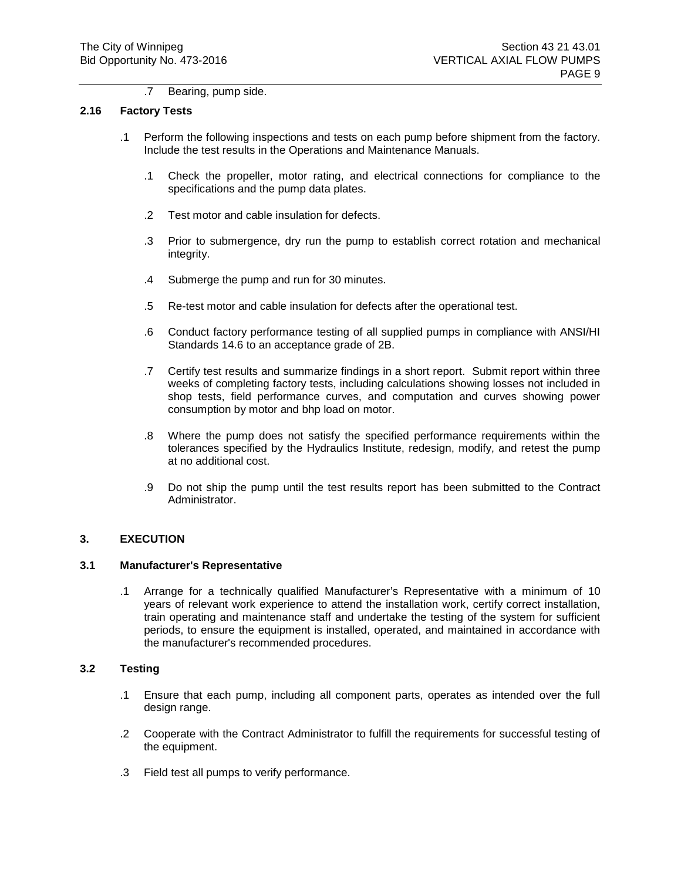.7 Bearing, pump side.

### 2.16 Factory Tests

.1 Perform the following inspections and tests on each pump before shipment from the factory. Include the test results in the Operations and Maintenance Manuals.

  .1 Check the propeller, motor rating, and electrical connections for compliance to the specifications and the pump data plates.

  .2 Test motor and cable insulation for defects.

  .3 Prior to submergence, dry run the pump to establish correct rotation and mechanical integrity.

  .4 Submerge the pump and run for 30 minutes.

  .5 Re-test motor and cable insulation for defects after the operational test.

  .6 Conduct factory performance testing of all supplied pumps in compliance with ANSI/HI Standards 14.6 to an acceptance grade of 2B.

  .7 Certify test results and summarize findings in a short report. Submit report within three weeks of completing factory tests, including calculations showing losses not included in shop tests, field performance curves, and computation and curves showing power consumption by motor and bhp load on motor.

  .8 Where the pump does not satisfy the specified performance requirements within the tolerances specified by the Hydraulics Institute, redesign, modify, and retest the pump at no additional cost.

  .9 Do not ship the pump until the test results report has been submitted to the Contract Administrator.

## 3. EXECUTION

### 3.1 Manufacturer's Representative

.1 Arrange for a technically qualified Manufacturer's Representative with a minimum of 10 years of relevant work experience to attend the installation work, certify correct installation, train operating and maintenance staff and undertake the testing of the system for sufficient periods, to ensure the equipment is installed, operated, and maintained in accordance with the manufacturer's recommended procedures.

### 3.2 Testing

.1 Ensure that each pump, including all component parts, operates as intended over the full design range.

.2 Cooperate with the Contract Administrator to fulfill the requirements for successful testing of the equipment.

.3 Field test all pumps to verify performance.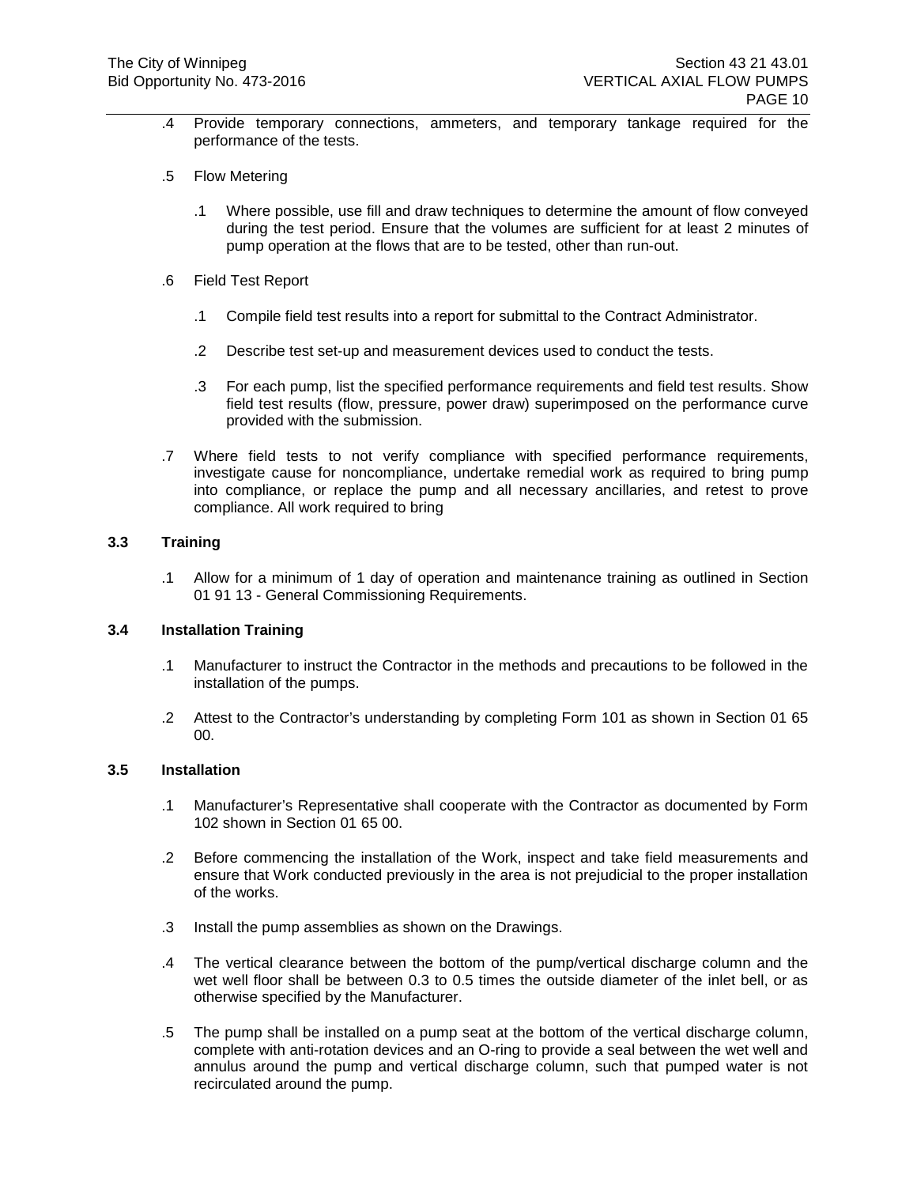.4 Provide temporary connections, ammeters, and temporary tankage required for the performance of the tests.

.5 Flow Metering

.1 Where possible, use fill and draw techniques to determine the amount of flow conveyed during the test period. Ensure that the volumes are sufficient for at least 2 minutes of pump operation at the flows that are to be tested, other than run-out.

.6 Field Test Report

.1 Compile field test results into a report for submittal to the Contract Administrator.

.2 Describe test set-up and measurement devices used to conduct the tests.

.3 For each pump, list the specified performance requirements and field test results. Show field test results (flow, pressure, power draw) superimposed on the performance curve provided with the submission.

.7 Where field tests to not verify compliance with specified performance requirements, investigate cause for noncompliance, undertake remedial work as required to bring pump into compliance, or replace the pump and all necessary ancillaries, and retest to prove compliance. All work required to bring

### 3.3 Training

.1 Allow for a minimum of 1 day of operation and maintenance training as outlined in Section 01 91 13 - General Commissioning Requirements.

### 3.4 Installation Training

.1 Manufacturer to instruct the Contractor in the methods and precautions to be followed in the installation of the pumps.

.2 Attest to the Contractor's understanding by completing Form 101 as shown in Section 01 65 00.

### 3.5 Installation

.1 Manufacturer's Representative shall cooperate with the Contractor as documented by Form 102 shown in Section 01 65 00.

.2 Before commencing the installation of the Work, inspect and take field measurements and ensure that Work conducted previously in the area is not prejudicial to the proper installation of the works.

.3 Install the pump assemblies as shown on the Drawings.

.4 The vertical clearance between the bottom of the pump/vertical discharge column and the wet well floor shall be between 0.3 to 0.5 times the outside diameter of the inlet bell, or as otherwise specified by the Manufacturer.

.5 The pump shall be installed on a pump seat at the bottom of the vertical discharge column, complete with anti-rotation devices and an O-ring to provide a seal between the wet well and annulus around the pump and vertical discharge column, such that pumped water is not recirculated around the pump.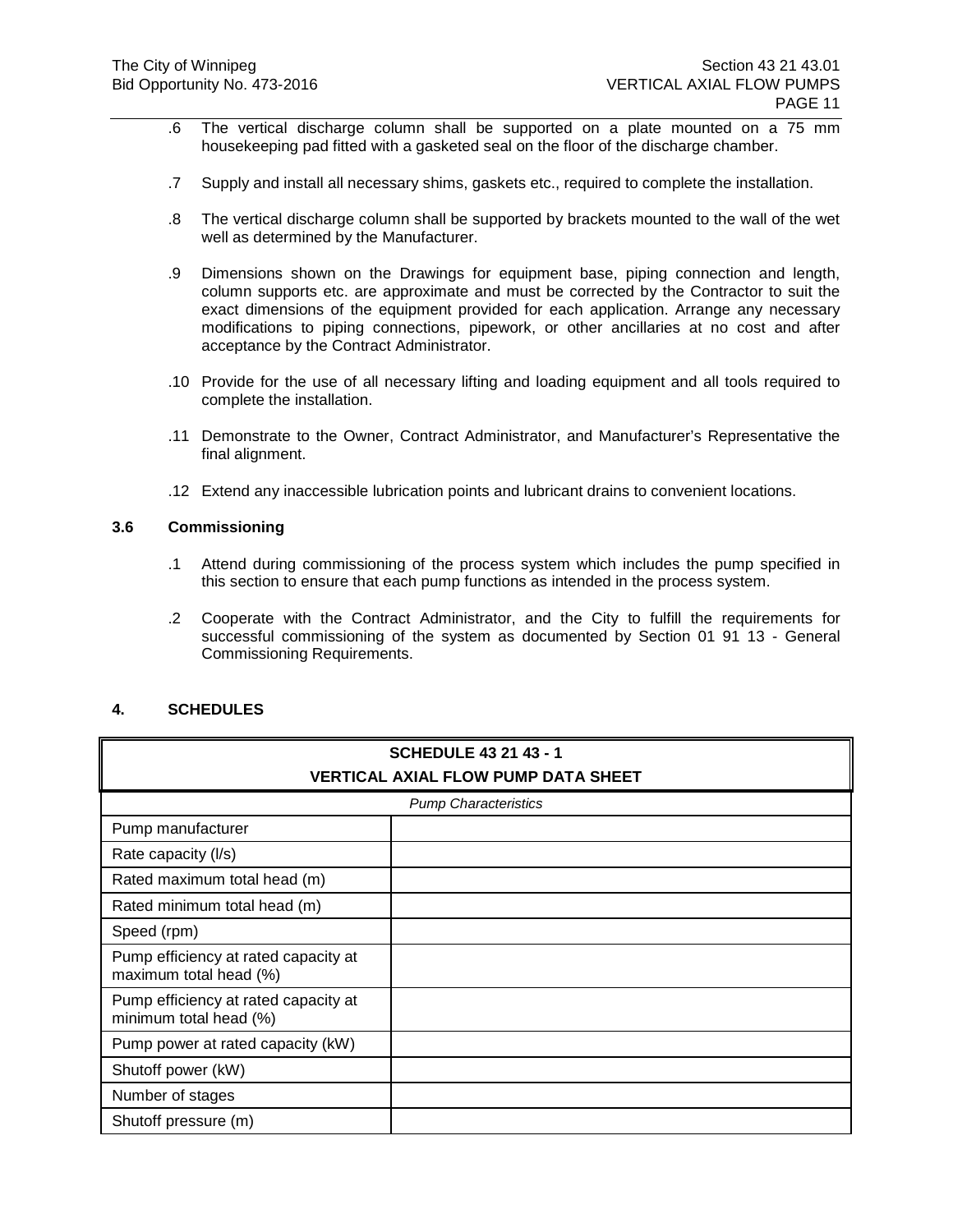.6 The vertical discharge column shall be supported on a plate mounted on a 75 mm housekeeping pad fitted with a gasketed seal on the floor of the discharge chamber.

.7 Supply and install all necessary shims, gaskets etc., required to complete the installation.

.8 The vertical discharge column shall be supported by brackets mounted to the wall of the wet well as determined by the Manufacturer.

.9 Dimensions shown on the Drawings for equipment base, piping connection and length, column supports etc. are approximate and must be corrected by the Contractor to suit the exact dimensions of the equipment provided for each application. Arrange any necessary modifications to piping connections, pipework, or other ancillaries at no cost and after acceptance by the Contract Administrator.

.10 Provide for the use of all necessary lifting and loading equipment and all tools required to complete the installation.

.11 Demonstrate to the Owner, Contract Administrator, and Manufacturer's Representative the final alignment.

.12 Extend any inaccessible lubrication points and lubricant drains to convenient locations.

### 3.6 Commissioning

.1 Attend during commissioning of the process system which includes the pump specified in this section to ensure that each pump functions as intended in the process system.

.2 Cooperate with the Contract Administrator, and the City to fulfill the requirements for successful commissioning of the system as documented by Section 01 91 13 - General Commissioning Requirements.

## 4. SCHEDULES

| **SCHEDULE 43 21 43 - 1<br>VERTICAL AXIAL FLOW PUMP DATA SHEET** | |
|---|---|
| *Pump Characteristics* | |
| Pump manufacturer | |
| Rate capacity (l/s) | |
| Rated maximum total head (m) | |
| Rated minimum total head (m) | |
| Speed (rpm) | |
| Pump efficiency at rated capacity at maximum total head (%) | |
| Pump efficiency at rated capacity at minimum total head (%) | |
| Pump power at rated capacity (kW) | |
| Shutoff power (kW) | |
| Number of stages | |
| Shutoff pressure (m) | |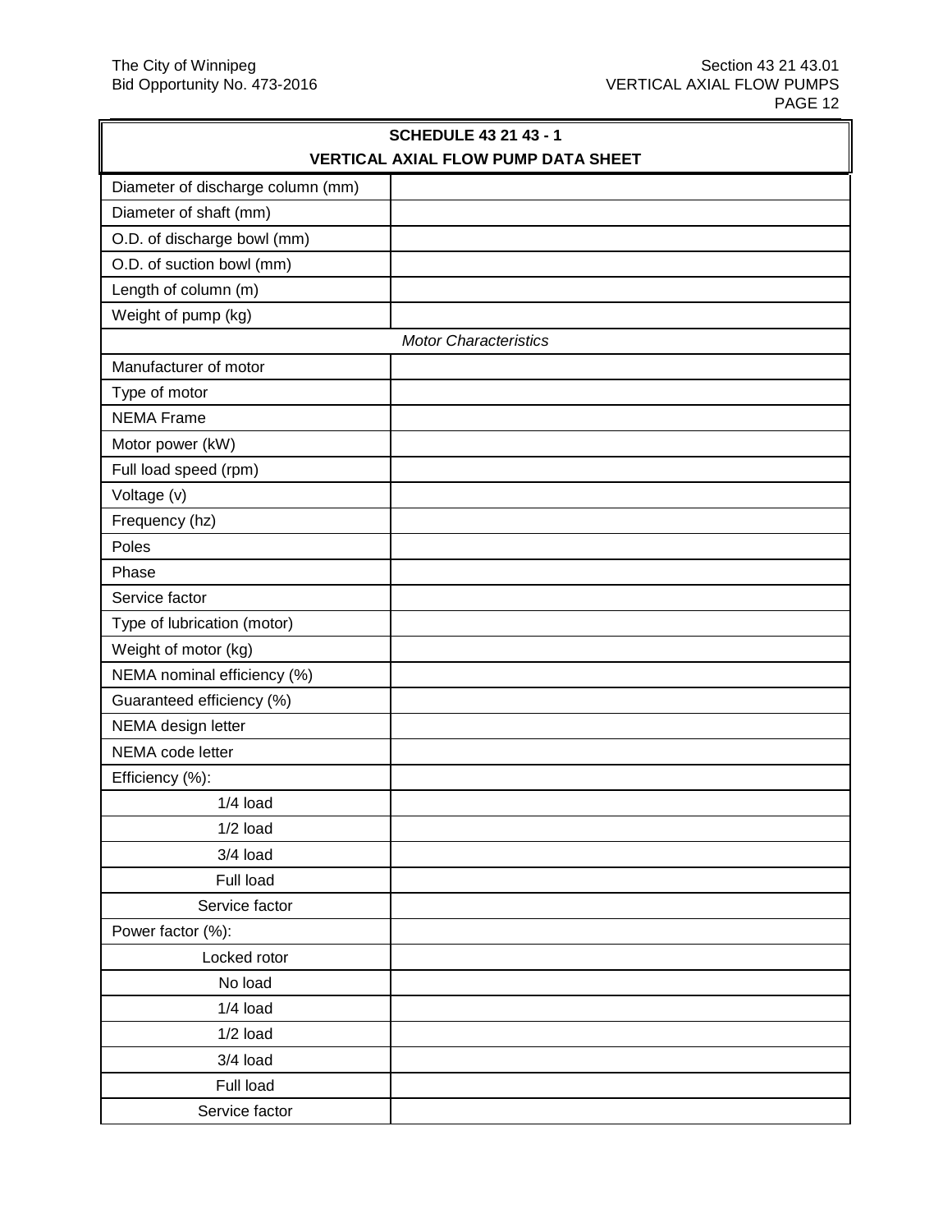| SCHEDULE 43 21 43 - 1<br>VERTICAL AXIAL FLOW PUMP DATA SHEET | |
|---|---|
| Diameter of discharge column (mm) | |
| Diameter of shaft (mm) | |
| O.D. of discharge bowl (mm) | |
| O.D. of suction bowl (mm) | |
| Length of column (m) | |
| Weight of pump (kg) | |
| *Motor Characteristics* | |
| Manufacturer of motor | |
| Type of motor | |
| NEMA Frame | |
| Motor power (kW) | |
| Full load speed (rpm) | |
| Voltage (v) | |
| Frequency (hz) | |
| Poles | |
| Phase | |
| Service factor | |
| Type of lubrication (motor) | |
| Weight of motor (kg) | |
| NEMA nominal efficiency (%) | |
| Guaranteed efficiency (%) | |
| NEMA design letter | |
| NEMA code letter | |
| Efficiency (%): | |
| 1/4 load | |
| 1/2 load | |
| 3/4 load | |
| Full load | |
| Service factor | |
| Power factor (%): | |
| Locked rotor | |
| No load | |
| 1/4 load | |
| 1/2 load | |
| 3/4 load | |
| Full load | |
| Service factor | |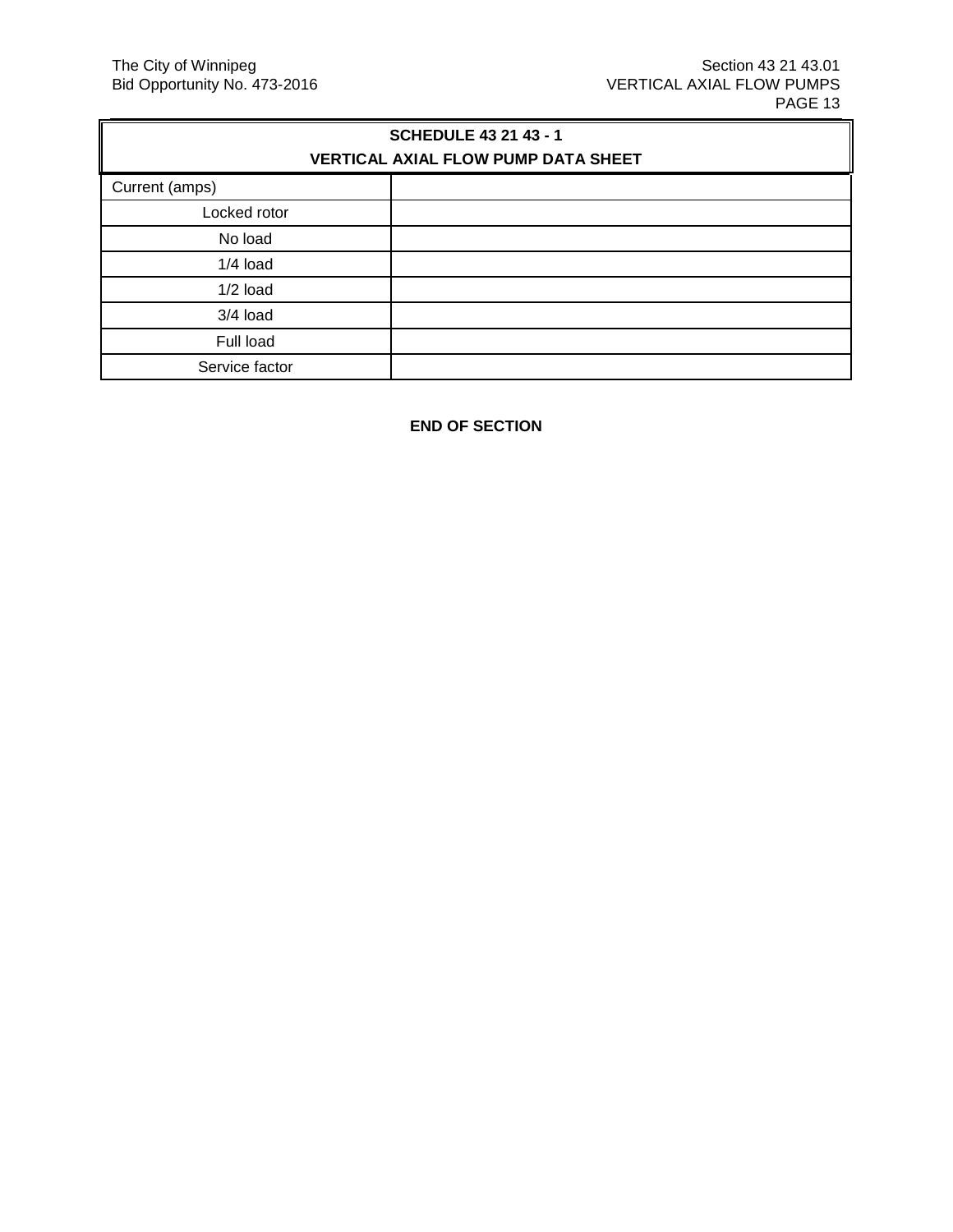| SCHEDULE 43 21 43 - 1<br>VERTICAL AXIAL FLOW PUMP DATA SHEET | |
|---|---|
| Current (amps) | |
| Locked rotor | |
| No load | |
| 1/4 load | |
| 1/2 load | |
| 3/4 load | |
| Full load | |
| Service factor | |

**END OF SECTION**